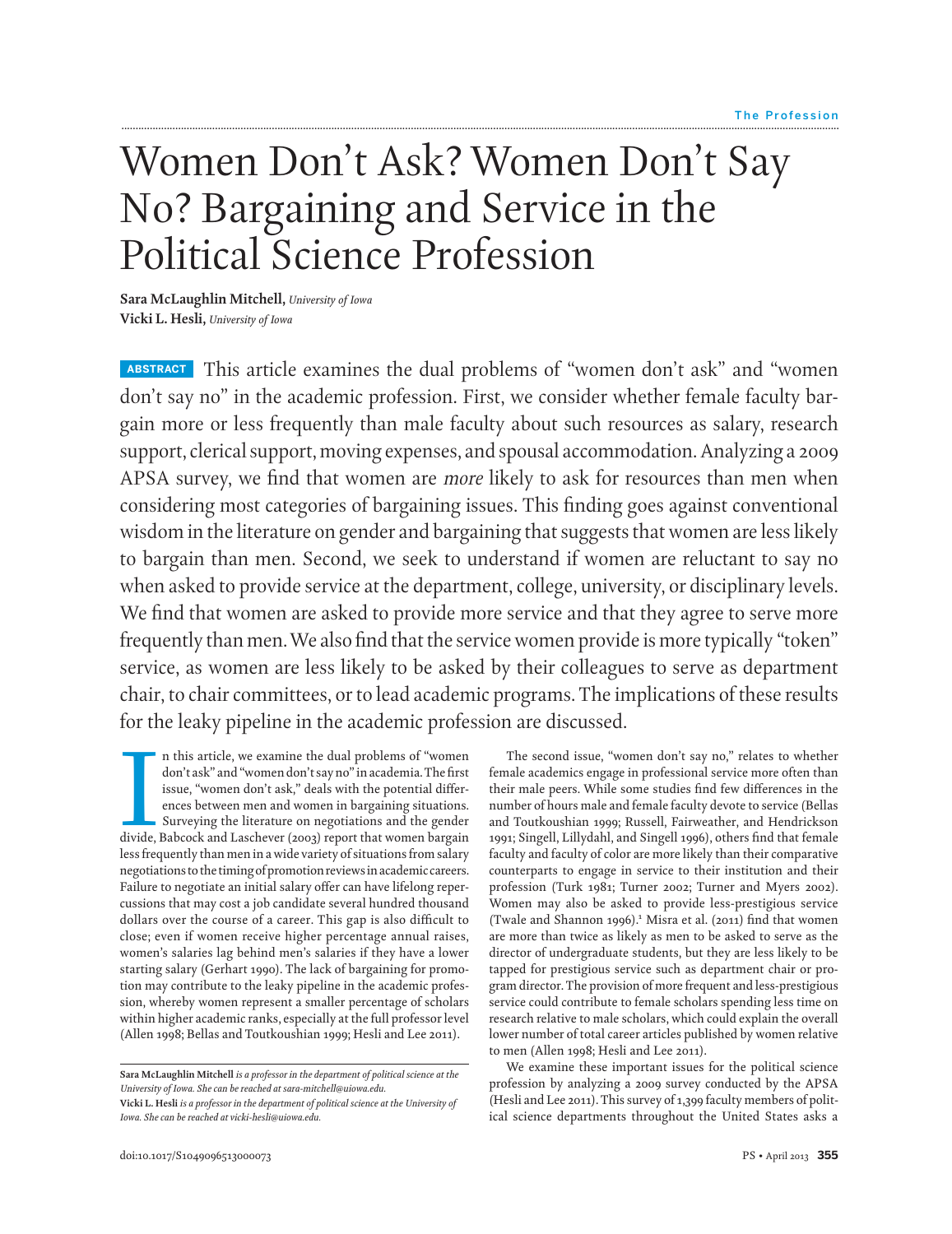# Women Don't Ask? Women Don't Say No? Bargaining and Service in the Political Science Profession

**Sara McLaughlin Mitchell,** *University of Iowa*
**Vicki L. Hesli,** *University of Iowa*

**ABSTRACT** This article examines the dual problems of "women don't ask" and "women don't say no" in the academic profession. First, we consider whether female faculty bargain more or less frequently than male faculty about such resources as salary, research support, clerical support, moving expenses, and spousal accommodation. Analyzing a 2009 APSA survey, we find that women are *more* likely to ask for resources than men when considering most categories of bargaining issues. This finding goes against conventional wisdom in the literature on gender and bargaining that suggests that women are less likely to bargain than men. Second, we seek to understand if women are reluctant to say no when asked to provide service at the department, college, university, or disciplinary levels. We find that women are asked to provide more service and that they agree to serve more frequently than men. We also find that the service women provide is more typically "token" service, as women are less likely to be asked by their colleagues to serve as department chair, to chair committees, or to lead academic programs. The implications of these results for the leaky pipeline in the academic profession are discussed.

In this article, we examine the dual problems of "women don't ask" and "women don't say no" in academia. The first issue, "women don't ask," deals with the potential differences between men and women in bargaining situations. Surveying the literature on negotiations and the gender divide, Babcock and Laschever (2003) report that women bargain less frequently than men in a wide variety of situations from salary negotiations to the timing of promotion reviews in academic careers. Failure to negotiate an initial salary offer can have lifelong repercussions that may cost a job candidate several hundred thousand dollars over the course of a career. This gap is also difficult to close; even if women receive higher percentage annual raises, women's salaries lag behind men's salaries if they have a lower starting salary (Gerhart 1990). The lack of bargaining for promotion may contribute to the leaky pipeline in the academic profession, whereby women represent a smaller percentage of scholars within higher academic ranks, especially at the full professor level (Allen 1998; Bellas and Toutkoushian 1999; Hesli and Lee 2011).

The second issue, "women don't say no," relates to whether female academics engage in professional service more often than their male peers. While some studies find few differences in the number of hours male and female faculty devote to service (Bellas and Toutkoushian 1999; Russell, Fairweather, and Hendrickson 1991; Singell, Lillydahl, and Singell 1996), others find that female faculty and faculty of color are more likely than their comparative counterparts to engage in service to their institution and their profession (Turk 1981; Turner 2002; Turner and Myers 2002). Women may also be asked to provide less-prestigious service (Twale and Shannon 1996).[1] Misra et al. (2011) find that women are more than twice as likely as men to be asked to serve as the director of undergraduate students, but they are less likely to be tapped for prestigious service such as department chair or program director. The provision of more frequent and less-prestigious service could contribute to female scholars spending less time on research relative to male scholars, which could explain the overall lower number of total career articles published by women relative to men (Allen 1998; Hesli and Lee 2011).

We examine these important issues for the political science profession by analyzing a 2009 survey conducted by the APSA (Hesli and Lee 2011). This survey of 1,399 faculty members of political science departments throughout the United States asks a

---

**Sara McLaughlin Mitchell** *is a professor in the department of political science at the University of Iowa. She can be reached at sara-mitchell@uiowa.edu.*

**Vicki L. Hesli** *is a professor in the department of political science at the University of Iowa. She can be reached at vicki-hesli@uiowa.edu.*

doi:10.1017/S1049096513000073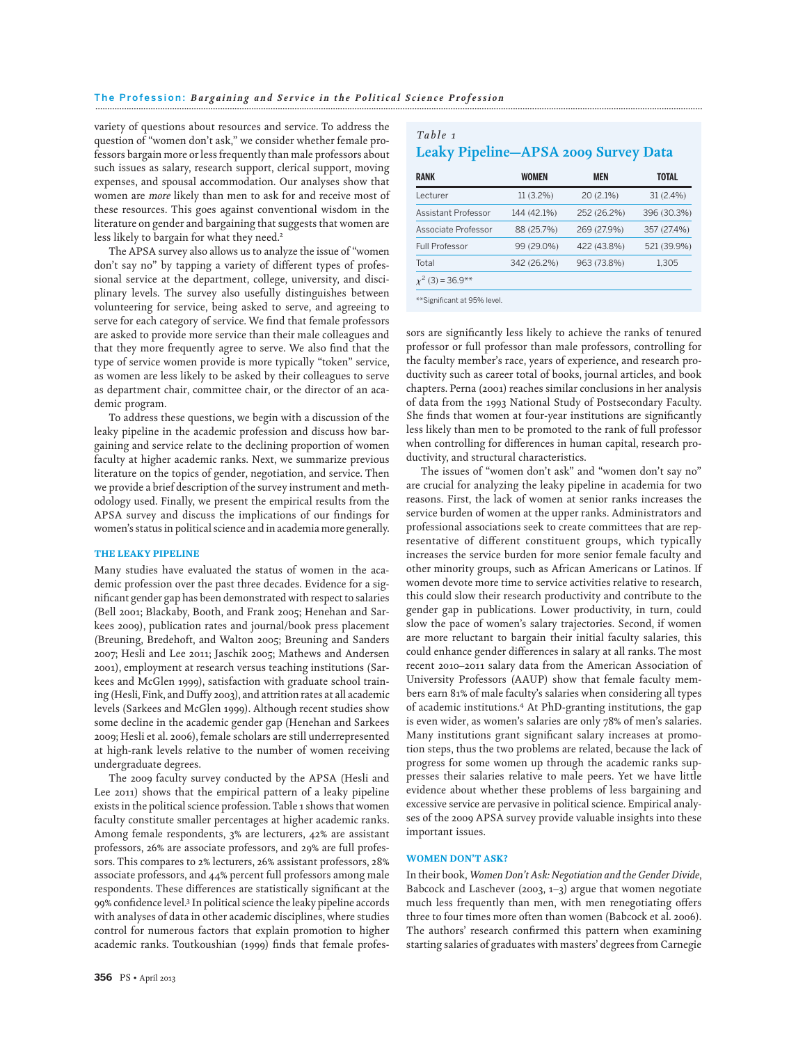variety of questions about resources and service. To address the question of "women don't ask," we consider whether female professors bargain more or less frequently than male professors about such issues as salary, research support, clerical support, moving expenses, and spousal accommodation. Our analyses show that women are *more* likely than men to ask for and receive most of these resources. This goes against conventional wisdom in the literature on gender and bargaining that suggests that women are less likely to bargain for what they need.[2]

The APSA survey also allows us to analyze the issue of "women don't say no" by tapping a variety of different types of professional service at the department, college, university, and disciplinary levels. The survey also usefully distinguishes between volunteering for service, being asked to serve, and agreeing to serve for each category of service. We find that female professors are asked to provide more service than their male colleagues and that they more frequently agree to serve. We also find that the type of service women provide is more typically "token" service, as women are less likely to be asked by their colleagues to serve as department chair, committee chair, or the director of an academic program.

To address these questions, we begin with a discussion of the leaky pipeline in the academic profession and discuss how bargaining and service relate to the declining proportion of women faculty at higher academic ranks. Next, we summarize previous literature on the topics of gender, negotiation, and service. Then we provide a brief description of the survey instrument and methodology used. Finally, we present the empirical results from the APSA survey and discuss the implications of our findings for women's status in political science and in academia more generally.

## THE LEAKY PIPELINE

Many studies have evaluated the status of women in the academic profession over the past three decades. Evidence for a significant gender gap has been demonstrated with respect to salaries (Bell 2001; Blackaby, Booth, and Frank 2005; Henehan and Sarkees 2009), publication rates and journal/book press placement (Breuning, Bredehoft, and Walton 2005; Breuning and Sanders 2007; Hesli and Lee 2011; Jaschik 2005; Mathews and Andersen 2001), employment at research versus teaching institutions (Sarkees and McGlen 1999), satisfaction with graduate school training (Hesli, Fink, and Duffy 2003), and attrition rates at all academic levels (Sarkees and McGlen 1999). Although recent studies show some decline in the academic gender gap (Henehan and Sarkees 2009; Hesli et al. 2006), female scholars are still underrepresented at high-rank levels relative to the number of women receiving undergraduate degrees.

The 2009 faculty survey conducted by the APSA (Hesli and Lee 2011) shows that the empirical pattern of a leaky pipeline exists in the political science profession. Table 1 shows that women faculty constitute smaller percentages at higher academic ranks. Among female respondents, 3% are lecturers, 42% are assistant professors, 26% are associate professors, and 29% are full professors. This compares to 2% lecturers, 26% assistant professors, 28% associate professors, and 44% percent full professors among male respondents. These differences are statistically significant at the 99% confidence level.[3] In political science the leaky pipeline accords with analyses of data in other academic disciplines, where studies control for numerous factors that explain promotion to higher academic ranks. Toutkoushian (1999) finds that female professors are significantly less likely to achieve the ranks of tenured professor or full professor than male professors, controlling for the faculty member's race, years of experience, and research productivity such as career total of books, journal articles, and book chapters. Perna (2001) reaches similar conclusions in her analysis of data from the 1993 National Study of Postsecondary Faculty. She finds that women at four-year institutions are significantly less likely than men to be promoted to the rank of full professor when controlling for differences in human capital, research productivity, and structural characteristics.

*Table 1*

**Leaky Pipeline—APSA 2009 Survey Data**

| RANK | WOMEN | MEN | TOTAL |
|---|---|---|---|
| Lecturer | 11 (3.2%) | 20 (2.1%) | 31 (2.4%) |
| Assistant Professor | 144 (42.1%) | 252 (26.2%) | 396 (30.3%) |
| Associate Professor | 88 (25.7%) | 269 (27.9%) | 357 (27.4%) |
| Full Professor | 99 (29.0%) | 422 (43.8%) | 521 (39.9%) |
| Total | 342 (26.2%) | 963 (73.8%) | 1,305 |
| $\chi^2$ (3) = 36.9** | | | |

**Significant at 95% level.

The issues of "women don't ask" and "women don't say no" are crucial for analyzing the leaky pipeline in academia for two reasons. First, the lack of women at senior ranks increases the service burden of women at the upper ranks. Administrators and professional associations seek to create committees that are representative of different constituent groups, which typically increases the service burden for more senior female faculty and other minority groups, such as African Americans or Latinos. If women devote more time to service activities relative to research, this could slow their research productivity and contribute to the gender gap in publications. Lower productivity, in turn, could slow the pace of women's salary trajectories. Second, if women are more reluctant to bargain their initial faculty salaries, this could enhance gender differences in salary at all ranks. The most recent 2010–2011 salary data from the American Association of University Professors (AAUP) show that female faculty members earn 81% of male faculty's salaries when considering all types of academic institutions.[4] At PhD-granting institutions, the gap is even wider, as women's salaries are only 78% of men's salaries. Many institutions grant significant salary increases at promotion steps, thus the two problems are related, because the lack of progress for some women up through the academic ranks suppresses their salaries relative to male peers. Yet we have little evidence about whether these problems of less bargaining and excessive service are pervasive in political science. Empirical analyses of the 2009 APSA survey provide valuable insights into these important issues.

## WOMEN DON'T ASK?

In their book, *Women Don't Ask: Negotiation and the Gender Divide*, Babcock and Laschever (2003, 1–3) argue that women negotiate much less frequently than men, with men renegotiating offers three to four times more often than women (Babcock et al. 2006). The authors' research confirmed this pattern when examining starting salaries of graduates with masters' degrees from Carnegie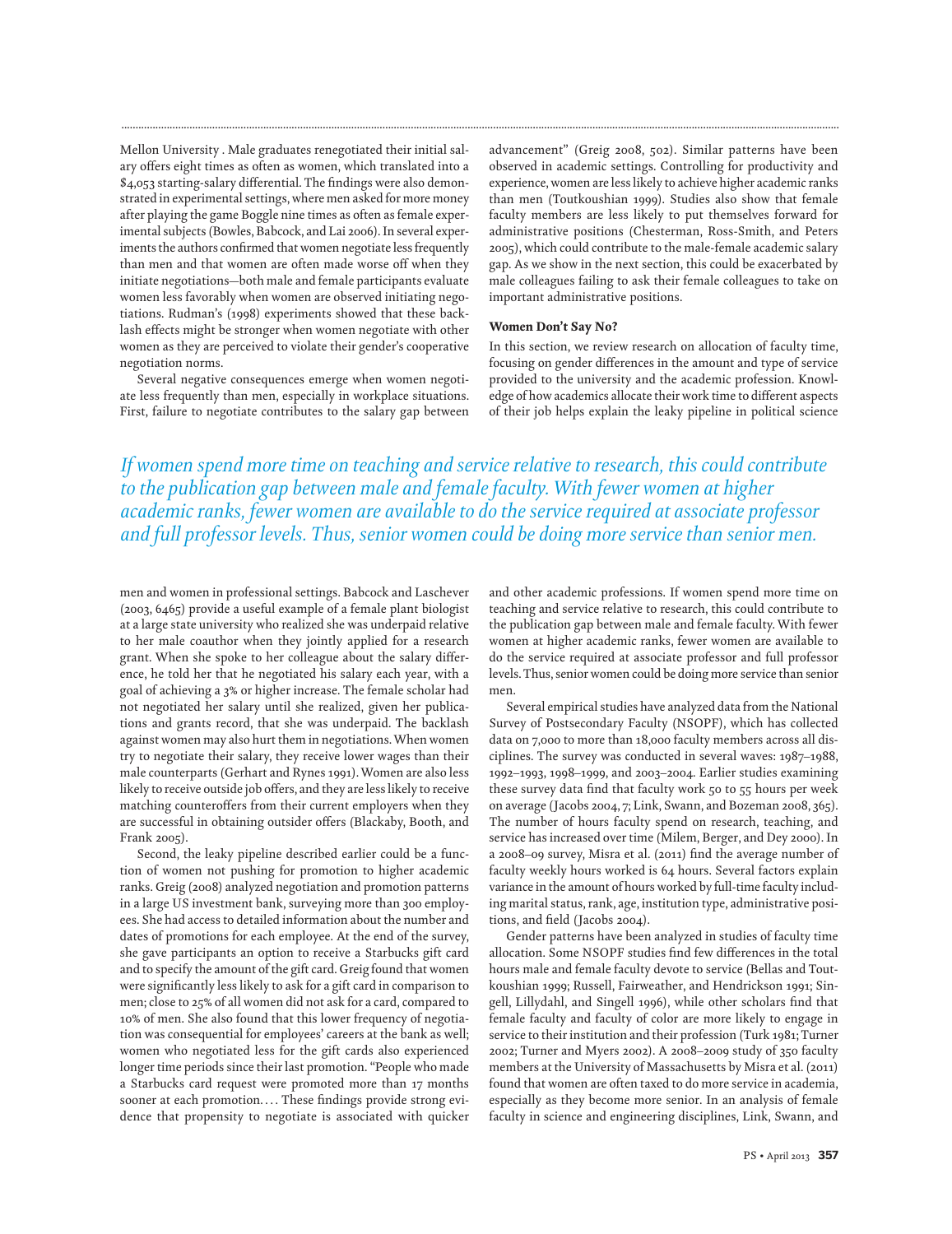Mellon University . Male graduates renegotiated their initial salary offers eight times as often as women, which translated into a $4,053 starting-salary differential. The findings were also demonstrated in experimental settings, where men asked for more money after playing the game Boggle nine times as often as female experimental subjects (Bowles, Babcock, and Lai 2006). In several experiments the authors confirmed that women negotiate less frequently than men and that women are often made worse off when they initiate negotiations—both male and female participants evaluate women less favorably when women are observed initiating negotiations. Rudman's (1998) experiments showed that these backlash effects might be stronger when women negotiate with other women as they are perceived to violate their gender's cooperative negotiation norms.

Several negative consequences emerge when women negotiate less frequently than men, especially in workplace situations. First, failure to negotiate contributes to the salary gap between men and women in professional settings. Babcock and Laschever (2003, 6465) provide a useful example of a female plant biologist at a large state university who realized she was underpaid relative to her male coauthor when they jointly applied for a research grant. When she spoke to her colleague about the salary difference, he told her that he negotiated his salary each year, with a goal of achieving a 3% or higher increase. The female scholar had not negotiated her salary until she realized, given her publications and grants record, that she was underpaid. The backlash against women may also hurt them in negotiations. When women try to negotiate their salary, they receive lower wages than their male counterparts (Gerhart and Rynes 1991). Women are also less likely to receive outside job offers, and they are less likely to receive matching counteroffers from their current employers when they are successful in obtaining outsider offers (Blackaby, Booth, and Frank 2005).

Second, the leaky pipeline described earlier could be a function of women not pushing for promotion to higher academic ranks. Greig (2008) analyzed negotiation and promotion patterns in a large US investment bank, surveying more than 300 employees. She had access to detailed information about the number and dates of promotions for each employee. At the end of the survey, she gave participants an option to receive a Starbucks gift card and to specify the amount of the gift card. Greig found that women were significantly less likely to ask for a gift card in comparison to men; close to 25% of all women did not ask for a card, compared to 10% of men. She also found that this lower frequency of negotiation was consequential for employees' careers at the bank as well; women who negotiated less for the gift cards also experienced longer time periods since their last promotion. "People who made a Starbucks card request were promoted more than 17 months sooner at each promotion. . . . These findings provide strong evidence that propensity to negotiate is associated with quicker advancement" (Greig 2008, 502). Similar patterns have been observed in academic settings. Controlling for productivity and experience, women are less likely to achieve higher academic ranks than men (Toutkoushian 1999). Studies also show that female faculty members are less likely to put themselves forward for administrative positions (Chesterman, Ross-Smith, and Peters 2005), which could contribute to the male-female academic salary gap. As we show in the next section, this could be exacerbated by male colleagues failing to ask their female colleagues to take on important administrative positions.

### Women Don't Say No?

In this section, we review research on allocation of faculty time, focusing on gender differences in the amount and type of service provided to the university and the academic profession. Knowledge of how academics allocate their work time to different aspects of their job helps explain the leaky pipeline in political science and other academic professions. If women spend more time on teaching and service relative to research, this could contribute to the publication gap between male and female faculty. With fewer women at higher academic ranks, fewer women are available to do the service required at associate professor and full professor levels. Thus, senior women could be doing more service than senior men.

*If women spend more time on teaching and service relative to research, this could contribute to the publication gap between male and female faculty. With fewer women at higher academic ranks, fewer women are available to do the service required at associate professor and full professor levels. Thus, senior women could be doing more service than senior men.*

Several empirical studies have analyzed data from the National Survey of Postsecondary Faculty (NSOPF), which has collected data on 7,000 to more than 18,000 faculty members across all disciplines. The survey was conducted in several waves: 1987–1988, 1992–1993, 1998–1999, and 2003–2004. Earlier studies examining these survey data find that faculty work 50 to 55 hours per week on average (Jacobs 2004, 7; Link, Swann, and Bozeman 2008, 365). The number of hours faculty spend on research, teaching, and service has increased over time (Milem, Berger, and Dey 2000). In a 2008–09 survey, Misra et al. (2011) find the average number of faculty weekly hours worked is 64 hours. Several factors explain variance in the amount of hours worked by full-time faculty including marital status, rank, age, institution type, administrative positions, and field (Jacobs 2004).

Gender patterns have been analyzed in studies of faculty time allocation. Some NSOPF studies find few differences in the total hours male and female faculty devote to service (Bellas and Toutkoushian 1999; Russell, Fairweather, and Hendrickson 1991; Singell, Lillydahl, and Singell 1996), while other scholars find that female faculty and faculty of color are more likely to engage in service to their institution and their profession (Turk 1981; Turner 2002; Turner and Myers 2002). A 2008–2009 study of 350 faculty members at the University of Massachusetts by Misra et al. (2011) found that women are often taxed to do more service in academia, especially as they become more senior. In an analysis of female faculty in science and engineering disciplines, Link, Swann, and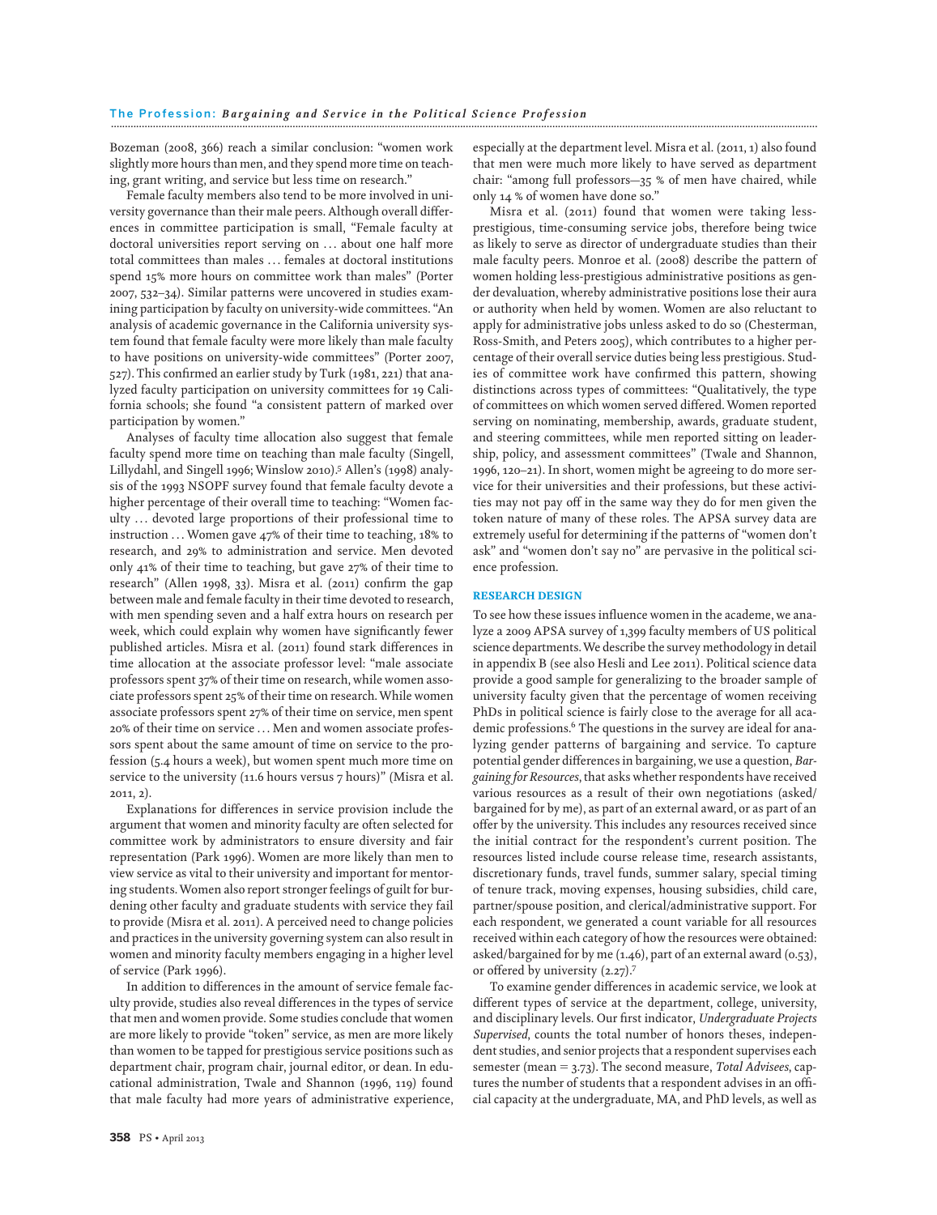Bozeman (2008, 366) reach a similar conclusion: "women work slightly more hours than men, and they spend more time on teaching, grant writing, and service but less time on research."

Female faculty members also tend to be more involved in university governance than their male peers. Although overall differences in committee participation is small, "Female faculty at doctoral universities report serving on … about one half more total committees than males … females at doctoral institutions spend 15% more hours on committee work than males" (Porter 2007, 532–34). Similar patterns were uncovered in studies examining participation by faculty on university-wide committees. "An analysis of academic governance in the California university system found that female faculty were more likely than male faculty to have positions on university-wide committees" (Porter 2007, 527). This confirmed an earlier study by Turk (1981, 221) that analyzed faculty participation on university committees for 19 California schools; she found "a consistent pattern of marked over participation by women."

Analyses of faculty time allocation also suggest that female faculty spend more time on teaching than male faculty (Singell, Lillydahl, and Singell 1996; Winslow 2010).[5] Allen's (1998) analysis of the 1993 NSOPF survey found that female faculty devote a higher percentage of their overall time to teaching: "Women faculty … devoted large proportions of their professional time to instruction … Women gave 47% of their time to teaching, 18% to research, and 29% to administration and service. Men devoted only 41% of their time to teaching, but gave 27% of their time to research" (Allen 1998, 33). Misra et al. (2011) confirm the gap between male and female faculty in their time devoted to research, with men spending seven and a half extra hours on research per week, which could explain why women have significantly fewer published articles. Misra et al. (2011) found stark differences in time allocation at the associate professor level: "male associate professors spent 37% of their time on research, while women associate professors spent 25% of their time on research. While women associate professors spent 27% of their time on service, men spent 20% of their time on service … Men and women associate professors spent about the same amount of time on service to the profession (5.4 hours a week), but women spent much more time on service to the university (11.6 hours versus 7 hours)" (Misra et al. 2011, 2).

Explanations for differences in service provision include the argument that women and minority faculty are often selected for committee work by administrators to ensure diversity and fair representation (Park 1996). Women are more likely than men to view service as vital to their university and important for mentoring students. Women also report stronger feelings of guilt for burdening other faculty and graduate students with service they fail to provide (Misra et al. 2011). A perceived need to change policies and practices in the university governing system can also result in women and minority faculty members engaging in a higher level of service (Park 1996).

In addition to differences in the amount of service female faculty provide, studies also reveal differences in the types of service that men and women provide. Some studies conclude that women are more likely to provide "token" service, as men are more likely than women to be tapped for prestigious service positions such as department chair, program chair, journal editor, or dean. In educational administration, Twale and Shannon (1996, 119) found that male faculty had more years of administrative experience, especially at the department level. Misra et al. (2011, 1) also found that men were much more likely to have served as department chair: "among full professors—35 % of men have chaired, while only 14 % of women have done so."

Misra et al. (2011) found that women were taking less-prestigious, time-consuming service jobs, therefore being twice as likely to serve as director of undergraduate studies than their male faculty peers. Monroe et al. (2008) describe the pattern of women holding less-prestigious administrative positions as gender devaluation, whereby administrative positions lose their aura or authority when held by women. Women are also reluctant to apply for administrative jobs unless asked to do so (Chesterman, Ross-Smith, and Peters 2005), which contributes to a higher percentage of their overall service duties being less prestigious. Studies of committee work have confirmed this pattern, showing distinctions across types of committees: "Qualitatively, the type of committees on which women served differed. Women reported serving on nominating, membership, awards, graduate student, and steering committees, while men reported sitting on leadership, policy, and assessment committees" (Twale and Shannon, 1996, 120–21). In short, women might be agreeing to do more service for their universities and their professions, but these activities may not pay off in the same way they do for men given the token nature of many of these roles. The APSA survey data are extremely useful for determining if the patterns of "women don't ask" and "women don't say no" are pervasive in the political science profession.

## RESEARCH DESIGN

To see how these issues influence women in the academe, we analyze a 2009 APSA survey of 1,399 faculty members of US political science departments. We describe the survey methodology in detail in appendix B (see also Hesli and Lee 2011). Political science data provide a good sample for generalizing to the broader sample of university faculty given that the percentage of women receiving PhDs in political science is fairly close to the average for all academic professions.[6] The questions in the survey are ideal for analyzing gender patterns of bargaining and service. To capture potential gender differences in bargaining, we use a question, *Bargaining for Resources*, that asks whether respondents have received various resources as a result of their own negotiations (asked/bargained for by me), as part of an external award, or as part of an offer by the university. This includes any resources received since the initial contract for the respondent's current position. The resources listed include course release time, research assistants, discretionary funds, travel funds, summer salary, special timing of tenure track, moving expenses, housing subsidies, child care, partner/spouse position, and clerical/administrative support. For each respondent, we generated a count variable for all resources received within each category of how the resources were obtained: asked/bargained for by me (1.46), part of an external award (0.53), or offered by university (2.27).[7]

To examine gender differences in academic service, we look at different types of service at the department, college, university, and disciplinary levels. Our first indicator, *Undergraduate Projects Supervised*, counts the total number of honors theses, independent studies, and senior projects that a respondent supervises each semester (mean = 3.73). The second measure, *Total Advisees*, captures the number of students that a respondent advises in an official capacity at the undergraduate, MA, and PhD levels, as well as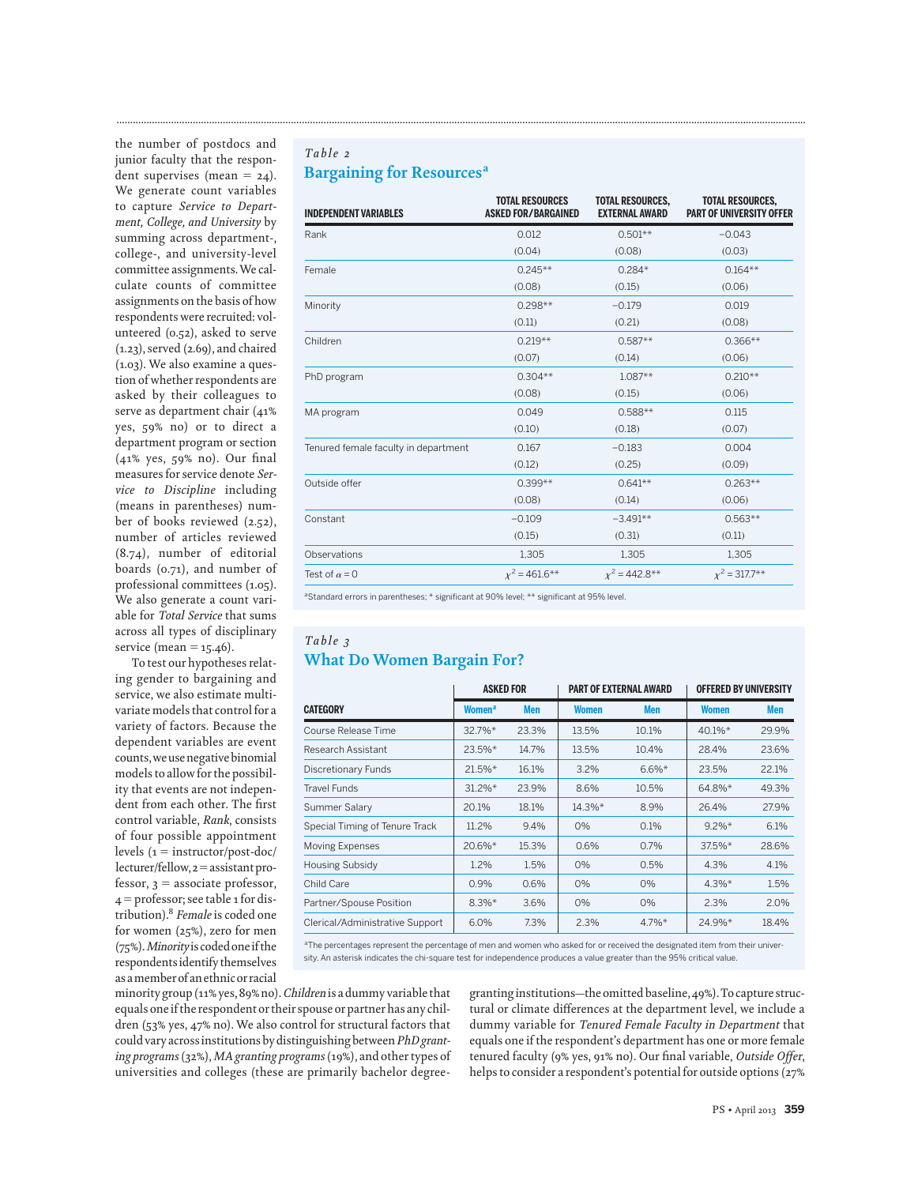the number of postdocs and junior faculty that the respondent supervises (mean = 24). We generate count variables to capture *Service to Department, College, and University* by summing across department-, college-, and university-level committee assignments. We calculate counts of committee assignments on the basis of how respondents were recruited: volunteered (0.52), asked to serve (1.23), served (2.69), and chaired (1.03). We also examine a question of whether respondents are asked by their colleagues to serve as department chair (41% yes, 59% no) or to direct a department program or section (41% yes, 59% no). Our final measures for service denote *Service to Discipline* including (means in parentheses) number of books reviewed (2.52), number of articles reviewed (8.74), number of editorial boards (0.71), and number of professional committees (1.05). We also generate a count variable for *Total Service* that sums across all types of disciplinary service (mean = 15.46).

To test our hypotheses relating gender to bargaining and service, we also estimate multivariate models that control for a variety of factors. Because the dependent variables are event counts, we use negative binomial models to allow for the possibility that events are not independent from each other. The first control variable, *Rank*, consists of four possible appointment levels (1 = instructor/post-doc/lecturer/fellow, 2 = assistant professor, 3 = associate professor, 4 = professor; see table 1 for distribution).[8] *Female* is coded one for women (25%), zero for men (75%). *Minority* is coded one if the respondents identify themselves as a member of an ethnic or racial minority group (11% yes, 89% no). *Children* is a dummy variable that equals one if the respondent or their spouse or partner has any children (53% yes, 47% no). We also control for structural factors that could vary across institutions by distinguishing between *PhD granting programs* (32%), *MA granting programs* (19%), and other types of universities and colleges (these are primarily bachelor degree-granting institutions—the omitted baseline, 49%). To capture structural or climate differences at the department level, we include a dummy variable for *Tenured Female Faculty in Department* that equals one if the respondent's department has one or more female tenured faculty (9% yes, 91% no). Our final variable, *Outside Offer*, helps to consider a respondent's potential for outside options (27%

*Table 2*

**Bargaining for Resources**[a]

| INDEPENDENT VARIABLES | TOTAL RESOURCES ASKED FOR/BARGAINED | TOTAL RESOURCES, EXTERNAL AWARD | TOTAL RESOURCES, PART OF UNIVERSITY OFFER |
|---|---|---|---|
| Rank | 0.012 | 0.501** | −0.043 |
| | (0.04) | (0.08) | (0.03) |
| Female | 0.245** | 0.284* | 0.164** |
| | (0.08) | (0.15) | (0.06) |
| Minority | 0.298** | −0.179 | 0.019 |
| | (0.11) | (0.21) | (0.08) |
| Children | 0.219** | 0.587** | 0.366** |
| | (0.07) | (0.14) | (0.06) |
| PhD program | 0.304** | 1.087** | 0.210** |
| | (0.08) | (0.15) | (0.06) |
| MA program | 0.049 | 0.588** | 0.115 |
| | (0.10) | (0.18) | (0.07) |
| Tenured female faculty in department | 0.167 | −0.183 | 0.004 |
| | (0.12) | (0.25) | (0.09) |
| Outside offer | 0.399** | 0.641** | 0.263** |
| | (0.08) | (0.14) | (0.06) |
| Constant | −0.109 | −3.491** | 0.563** |
| | (0.15) | (0.31) | (0.11) |
| Observations | 1,305 | 1,305 | 1,305 |
| Test of $\alpha = 0$ | $\chi^2 = 461.6$** | $\chi^2 = 442.8$** | $\chi^2 = 317.7$** |

[a]Standard errors in parentheses; * significant at 90% level; ** significant at 95% level.

*Table 3*

**What Do Women Bargain For?**

| | ASKED FOR | | PART OF EXTERNAL AWARD | | OFFERED BY UNIVERSITY | |
|---|---|---|---|---|---|---|
| CATEGORY | Women[a] | Men | Women | Men | Women | Men |
| Course Release Time | 32.7%* | 23.3% | 13.5% | 10.1% | 40.1%* | 29.9% |
| Research Assistant | 23.5%* | 14.7% | 13.5% | 10.4% | 28.4% | 23.6% |
| Discretionary Funds | 21.5%* | 16.1% | 3.2% | 6.6%* | 23.5% | 22.1% |
| Travel Funds | 31.2%* | 23.9% | 8.6% | 10.5% | 64.8%* | 49.3% |
| Summer Salary | 20.1% | 18.1% | 14.3%* | 8.9% | 26.4% | 27.9% |
| Special Timing of Tenure Track | 11.2% | 9.4% | 0% | 0.1% | 9.2%* | 6.1% |
| Moving Expenses | 20.6%* | 15.3% | 0.6% | 0.7% | 37.5%* | 28.6% |
| Housing Subsidy | 1.2% | 1.5% | 0% | 0.5% | 4.3% | 4.1% |
| Child Care | 0.9% | 0.6% | 0% | 0% | 4.3%* | 1.5% |
| Partner/Spouse Position | 8.3%* | 3.6% | 0% | 0% | 2.3% | 2.0% |
| Clerical/Administrative Support | 6.0% | 7.3% | 2.3% | 4.7%* | 24.9%* | 18.4% |

[a]The percentages represent the percentage of men and women who asked for or received the designated item from their university. An asterisk indicates the chi-square test for independence produces a value greater than the 95% critical value.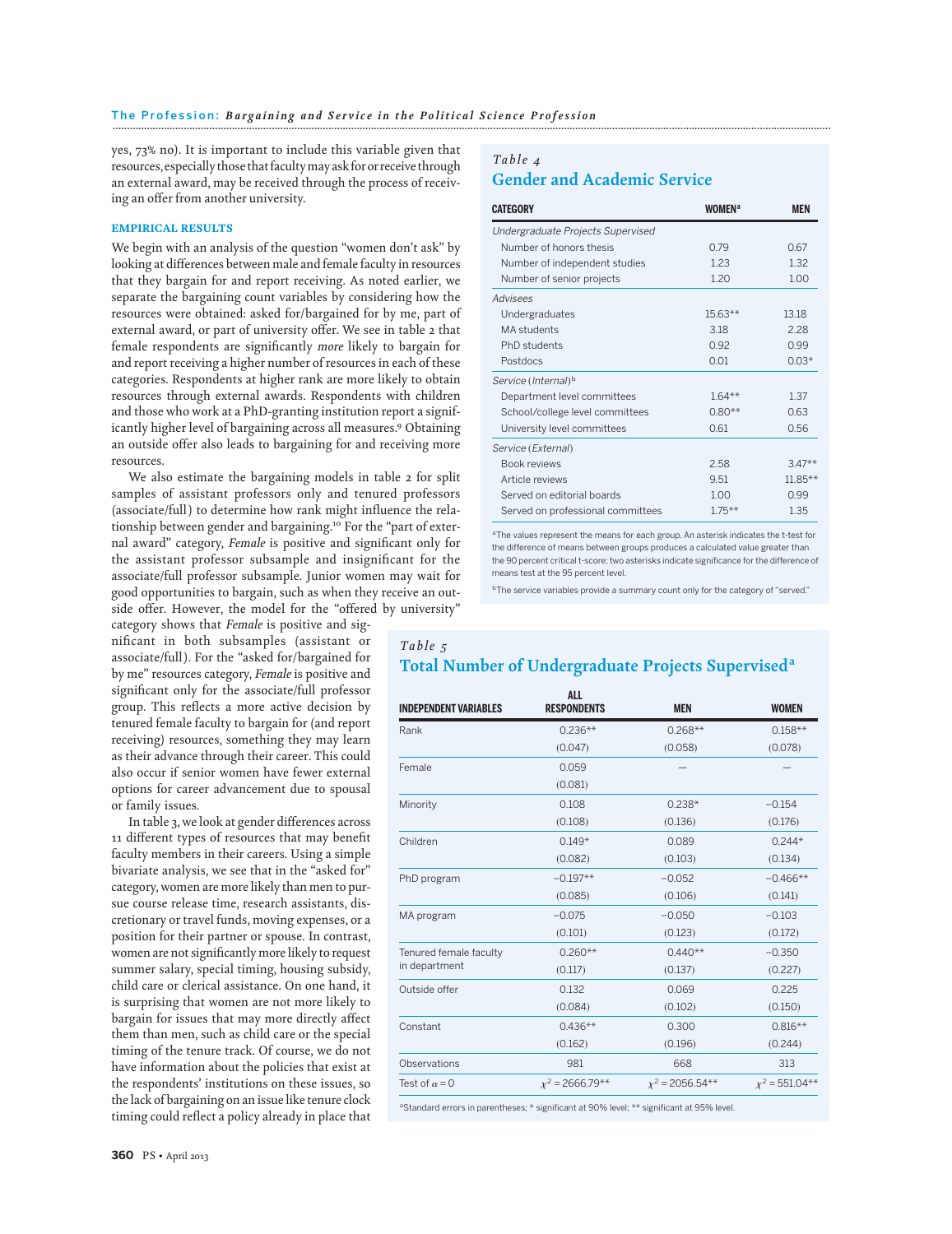yes, 73% no). It is important to include this variable given that resources, especially those that faculty may ask for or receive through an external award, may be received through the process of receiving an offer from another university.

## EMPIRICAL RESULTS

We begin with an analysis of the question "women don't ask" by looking at differences between male and female faculty in resources that they bargain for and report receiving. As noted earlier, we separate the bargaining count variables by considering how the resources were obtained: asked for/bargained for by me, part of external award, or part of university offer. We see in table 2 that female respondents are significantly *more* likely to bargain for and report receiving a higher number of resources in each of these categories. Respondents at higher rank are more likely to obtain resources through external awards. Respondents with children and those who work at a PhD-granting institution report a significantly higher level of bargaining across all measures.[9] Obtaining an outside offer also leads to bargaining for and receiving more resources.

We also estimate the bargaining models in table 2 for split samples of assistant professors only and tenured professors (associate/full) to determine how rank might influence the relationship between gender and bargaining.[10] For the "part of external award" category, *Female* is positive and significant only for the assistant professor subsample and insignificant for the associate/full professor subsample. Junior women may wait for good opportunities to bargain, such as when they receive an outside offer. However, the model for the "offered by university" category shows that *Female* is positive and significant in both subsamples (assistant or associate/full). For the "asked for/bargained for by me" resources category, *Female* is positive and significant only for the associate/full professor group. This reflects a more active decision by tenured female faculty to bargain for (and report receiving) resources, something they may learn as their advance through their career. This could also occur if senior women have fewer external options for career advancement due to spousal or family issues.

In table 3, we look at gender differences across 11 different types of resources that may benefit faculty members in their careers. Using a simple bivariate analysis, we see that in the "asked for" category, women are more likely than men to pursue course release time, research assistants, discretionary or travel funds, moving expenses, or a position for their partner or spouse. In contrast, women are not significantly more likely to request summer salary, special timing, housing subsidy, child care or clerical assistance. On one hand, it is surprising that women are not more likely to bargain for issues that may more directly affect them than men, such as child care or the special timing of the tenure track. Of course, we do not have information about the policies that exist at the respondents' institutions on these issues, so the lack of bargaining on an issue like tenure clock timing could reflect a policy already in place that

*Table 4*

### Gender and Academic Service

| CATEGORY | WOMEN[a] | MEN |
|---|---|---|
| *Undergraduate Projects Supervised* | | |
| Number of honors thesis | 0.79 | 0.67 |
| Number of independent studies | 1.23 | 1.32 |
| Number of senior projects | 1.20 | 1.00 |
| *Advisees* | | |
| Undergraduates | 15.63** | 13.18 |
| MA students | 3.18 | 2.28 |
| PhD students | 0.92 | 0.99 |
| Postdocs | 0.01 | 0.03* |
| *Service (Internal)*[b] | | |
| Department level committees | 1.64** | 1.37 |
| School/college level committees | 0.80** | 0.63 |
| University level committees | 0.61 | 0.56 |
| *Service (External)* | | |
| Book reviews | 2.58 | 3.47** |
| Article reviews | 9.51 | 11.85** |
| Served on editorial boards | 1.00 | 0.99 |
| Served on professional committees | 1.75** | 1.35 |

[a]The values represent the means for each group. An asterisk indicates the t-test for the difference of means between groups produces a calculated value greater than the 90 percent critical t-score; two asterisks indicate significance for the difference of means test at the 95 percent level.

[b]The service variables provide a summary count only for the category of "served."

*Table 5*

### Total Number of Undergraduate Projects Supervised[a]

| INDEPENDENT VARIABLES | ALL RESPONDENTS | MEN | WOMEN |
|---|---|---|---|
| Rank | 0.236** | 0.268** | 0.158** |
| | (0.047) | (0.058) | (0.078) |
| Female | 0.059 | — | — |
| | (0.081) | | |
| Minority | 0.108 | 0.238* | −0.154 |
| | (0.108) | (0.136) | (0.176) |
| Children | 0.149* | 0.089 | 0.244* |
| | (0.082) | (0.103) | (0.134) |
| PhD program | −0.197** | −0.052 | −0.466** |
| | (0.085) | (0.106) | (0.141) |
| MA program | −0.075 | −0.050 | −0.103 |
| | (0.101) | (0.123) | (0.172) |
| Tenured female faculty in department | 0.260** | 0.440** | −0.350 |
| | (0.117) | (0.137) | (0.227) |
| Outside offer | 0.132 | 0.069 | 0.225 |
| | (0.084) | (0.102) | (0.150) |
| Constant | 0.436** | 0.300 | 0.816** |
| | (0.162) | (0.196) | (0.244) |
| Observations | 981 | 668 | 313 |
| Test of $\alpha = 0$ | $\chi^2 = 2666.79$** | $\chi^2 = 2056.54$** | $\chi^2 = 551.04$** |

[a]Standard errors in parentheses; * significant at 90% level; ** significant at 95% level.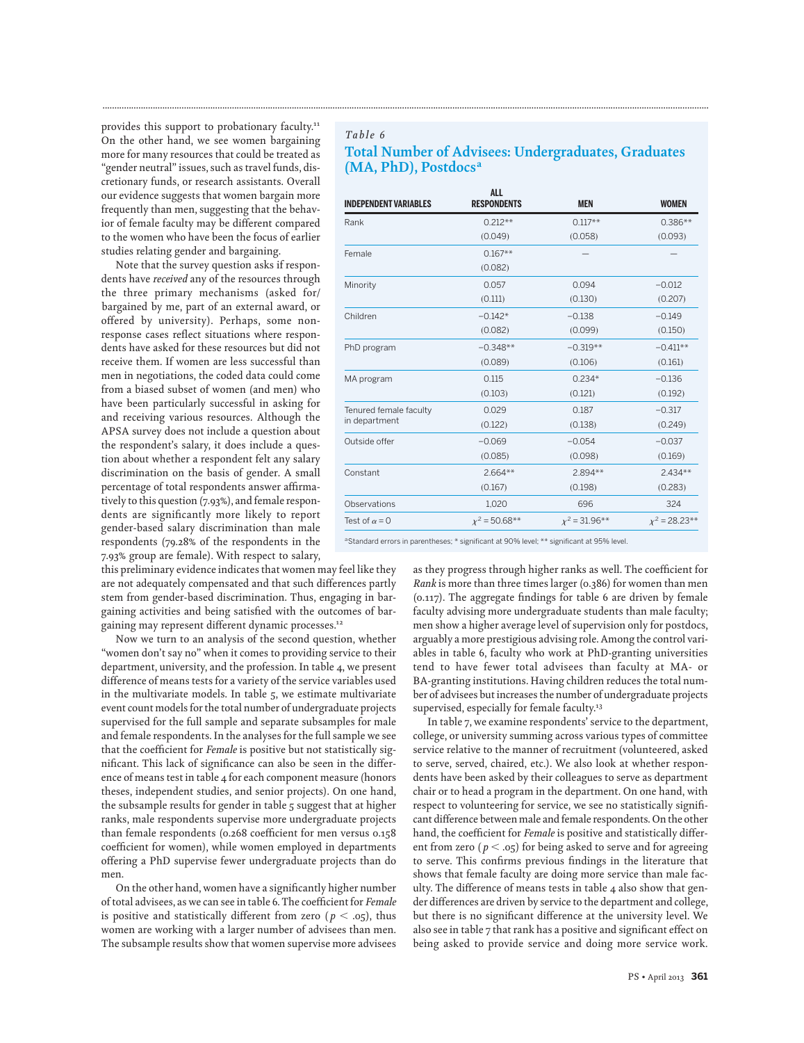provides this support to probationary faculty.[11] On the other hand, we see women bargaining more for many resources that could be treated as "gender neutral" issues, such as travel funds, discretionary funds, or research assistants. Overall our evidence suggests that women bargain more frequently than men, suggesting that the behavior of female faculty may be different compared to the women who have been the focus of earlier studies relating gender and bargaining.

Note that the survey question asks if respondents have *received* any of the resources through the three primary mechanisms (asked for/bargained by me, part of an external award, or offered by university). Perhaps, some nonresponse cases reflect situations where respondents have asked for these resources but did not receive them. If women are less successful than men in negotiations, the coded data could come from a biased subset of women (and men) who have been particularly successful in asking for and receiving various resources. Although the APSA survey does not include a question about the respondent's salary, it does include a question about whether a respondent felt any salary discrimination on the basis of gender. A small percentage of total respondents answer affirmatively to this question (7.93%), and female respondents are significantly more likely to report gender-based salary discrimination than male respondents (79.28% of the respondents in the 7.93% group are female). With respect to salary, this preliminary evidence indicates that women may feel like they are not adequately compensated and that such differences partly stem from gender-based discrimination. Thus, engaging in bargaining activities and being satisfied with the outcomes of bargaining may represent different dynamic processes.[12]

Now we turn to an analysis of the second question, whether "women don't say no" when it comes to providing service to their department, university, and the profession. In table 4, we present difference of means tests for a variety of the service variables used in the multivariate models. In table 5, we estimate multivariate event count models for the total number of undergraduate projects supervised for the full sample and separate subsamples for male and female respondents. In the analyses for the full sample we see that the coefficient for *Female* is positive but not statistically significant. This lack of significance can also be seen in the difference of means test in table 4 for each component measure (honors theses, independent studies, and senior projects). On one hand, the subsample results for gender in table 5 suggest that at higher ranks, male respondents supervise more undergraduate projects than female respondents (0.268 coefficient for men versus 0.158 coefficient for women), while women employed in departments offering a PhD supervise fewer undergraduate projects than do men.

On the other hand, women have a significantly higher number of total advisees, as we can see in table 6. The coefficient for *Female* is positive and statistically different from zero ($p < .05$), thus women are working with a larger number of advisees than men. The subsample results show that women supervise more advisees as they progress through higher ranks as well. The coefficient for *Rank* is more than three times larger (0.386) for women than men (0.117). The aggregate findings for table 6 are driven by female faculty advising more undergraduate students than male faculty; men show a higher average level of supervision only for postdocs, arguably a more prestigious advising role. Among the control variables in table 6, faculty who work at PhD-granting universities tend to have fewer total advisees than faculty at MA- or BA-granting institutions. Having children reduces the total number of advisees but increases the number of undergraduate projects supervised, especially for female faculty.[13]

*Table 6*

**Total Number of Advisees: Undergraduates, Graduates (MA, PhD), Postdocs[a]**

| INDEPENDENT VARIABLES | ALL RESPONDENTS | MEN | WOMEN |
|---|---|---|---|
| Rank | 0.212** | 0.117** | 0.386** |
| | (0.049) | (0.058) | (0.093) |
| Female | 0.167** | — | — |
| | (0.082) | | |
| Minority | 0.057 | 0.094 | −0.012 |
| | (0.111) | (0.130) | (0.207) |
| Children | −0.142* | −0.138 | −0.149 |
| | (0.082) | (0.099) | (0.150) |
| PhD program | −0.348** | −0.319** | −0.411** |
| | (0.089) | (0.106) | (0.161) |
| MA program | 0.115 | 0.234* | −0.136 |
| | (0.103) | (0.121) | (0.192) |
| Tenured female faculty in department | 0.029 | 0.187 | −0.317 |
| | (0.122) | (0.138) | (0.249) |
| Outside offer | −0.069 | −0.054 | −0.037 |
| | (0.085) | (0.098) | (0.169) |
| Constant | 2.664** | 2.894** | 2.434** |
| | (0.167) | (0.198) | (0.283) |
| Observations | 1,020 | 696 | 324 |
| Test of $\alpha = 0$ | $\chi^2 = 50.68$** | $\chi^2 = 31.96$** | $\chi^2 = 28.23$** |

[a]Standard errors in parentheses; * significant at 90% level; ** significant at 95% level.

In table 7, we examine respondents' service to the department, college, or university summing across various types of committee service relative to the manner of recruitment (volunteered, asked to serve, served, chaired, etc.). We also look at whether respondents have been asked by their colleagues to serve as department chair or to head a program in the department. On one hand, with respect to volunteering for service, we see no statistically significant difference between male and female respondents. On the other hand, the coefficient for *Female* is positive and statistically different from zero ($p < .05$) for being asked to serve and for agreeing to serve. This confirms previous findings in the literature that shows that female faculty are doing more service than male faculty. The difference of means tests in table 4 also show that gender differences are driven by service to the department and college, but there is no significant difference at the university level. We also see in table 7 that rank has a positive and significant effect on being asked to provide service and doing more service work.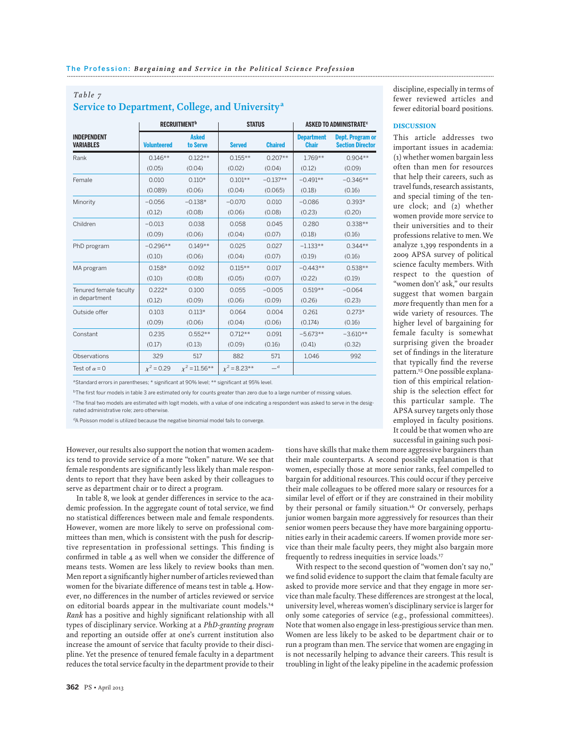*Table 7*

## Service to Department, College, and University[a]

| INDEPENDENT VARIABLES | RECRUITMENT[b] | | STATUS | | ASKED TO ADMINISTRATE[c] | |
|---|---|---|---|---|---|---|
| | Volunteered | Asked to Serve | Served | Chaired | Department Chair | Dept. Program or Section Director |
| Rank | 0.146** | 0.122** | 0.155** | 0.207** | 1.769** | 0.904** |
| | (0.05) | (0.04) | (0.02) | (0.04) | (0.12) | (0.09) |
| Female | 0.010 | 0.110* | 0.101** | −0.137** | −0.491** | −0.346** |
| | (0.089) | (0.06) | (0.04) | (0.065) | (0.18) | (0.16) |
| Minority | −0.056 | −0.138* | −0.070 | 0.010 | −0.086 | 0.393* |
| | (0.12) | (0.08) | (0.06) | (0.08) | (0.23) | (0.20) |
| Children | −0.013 | 0.038 | 0.058 | 0.045 | 0.280 | 0.338** |
| | (0.09) | (0.06) | (0.04) | (0.07) | (0.18) | (0.16) |
| PhD program | −0.296** | 0.149** | 0.025 | 0.027 | −1.133** | 0.344** |
| | (0.10) | (0.06) | (0.04) | (0.07) | (0.19) | (0.16) |
| MA program | 0.158* | 0.092 | 0.115** | 0.017 | −0.443** | 0.538** |
| | (0.10) | (0.08) | (0.05) | (0.07) | (0.22) | (0.19) |
| Tenured female faculty in department | 0.222* | 0.100 | 0.055 | −0.005 | 0.519** | −0.064 |
| | (0.12) | (0.09) | (0.06) | (0.09) | (0.26) | (0.23) |
| Outside offer | 0.103 | 0.113* | 0.064 | 0.004 | 0.261 | 0.273* |
| | (0.09) | (0.06) | (0.04) | (0.06) | (0.174) | (0.16) |
| Constant | 0.235 | 0.552** | 0.712** | 0.091 | −5.673** | −3.610** |
| | (0.17) | (0.13) | (0.09) | (0.16) | (0.41) | (0.32) |
| Observations | 329 | 517 | 882 | 571 | 1,046 | 992 |
| Test of $\alpha = 0$ | $\chi^2 = 0.29$ | $\chi^2 = 11.56$** | $\chi^2 = 8.23$** | —[d] | | |

[a]Standard errors in parentheses; * significant at 90% level; ** significant at 95% level.

[b]The first four models in table 3 are estimated only for counts greater than zero due to a large number of missing values.

[c]The final two models are estimated with logit models, with a value of one indicating a respondent was asked to serve in the designated administrative role; zero otherwise.

[d]A Poisson model is utilized because the negative binomial model fails to converge.

However, our results also support the notion that women academics tend to provide service of a more "token" nature. We see that female respondents are significantly less likely than male respondents to report that they have been asked by their colleagues to serve as department chair or to direct a program.

In table 8, we look at gender differences in service to the academic profession. In the aggregate count of total service, we find no statistical differences between male and female respondents. However, women are more likely to serve on professional committees than men, which is consistent with the push for descriptive representation in professional settings. This finding is confirmed in table 4 as well when we consider the difference of means tests. Women are less likely to review books than men. Men report a significantly higher number of articles reviewed than women for the bivariate difference of means test in table 4. However, no differences in the number of articles reviewed or service on editorial boards appear in the multivariate count models.[14] *Rank* has a positive and highly significant relationship with all types of disciplinary service. Working at a *PhD-granting program* and reporting an outside offer at one's current institution also increase the amount of service that faculty provide to their discipline. Yet the presence of tenured female faculty in a department reduces the total service faculty in the department provide to their discipline, especially in terms of fewer reviewed articles and fewer editorial board positions.

### DISCUSSION

This article addresses two important issues in academia: (1) whether women bargain less often than men for resources that help their careers, such as travel funds, research assistants, and special timing of the tenure clock; and (2) whether women provide more service to their universities and to their professions relative to men. We analyze 1,399 respondents in a 2009 APSA survey of political science faculty members. With respect to the question of "women don't' ask," our results suggest that women bargain *more* frequently than men for a wide variety of resources. The higher level of bargaining for female faculty is somewhat surprising given the broader set of findings in the literature that typically find the reverse pattern.[15] One possible explanation of this empirical relationship is the selection effect for this particular sample. The APSA survey targets only those employed in faculty positions. It could be that women who are successful in gaining such positions have skills that make them more aggressive bargainers than their male counterparts. A second possible explanation is that women, especially those at more senior ranks, feel compelled to bargain for additional resources. This could occur if they perceive their male colleagues to be offered more salary or resources for a similar level of effort or if they are constrained in their mobility by their personal or family situation.[16] Or conversely, perhaps junior women bargain more aggressively for resources than their senior women peers because they have more bargaining opportunities early in their academic careers. If women provide more service than their male faculty peers, they might also bargain more frequently to redress inequities in service loads.[17]

With respect to the second question of "women don't say no," we find solid evidence to support the claim that female faculty are asked to provide more service and that they engage in more service than male faculty. These differences are strongest at the local, university level, whereas women's disciplinary service is larger for only some categories of service (e.g., professional committees). Note that women also engage in less-prestigious service than men. Women are less likely to be asked to be department chair or to run a program than men. The service that women are engaging in is not necessarily helping to advance their careers. This result is troubling in light of the leaky pipeline in the academic profession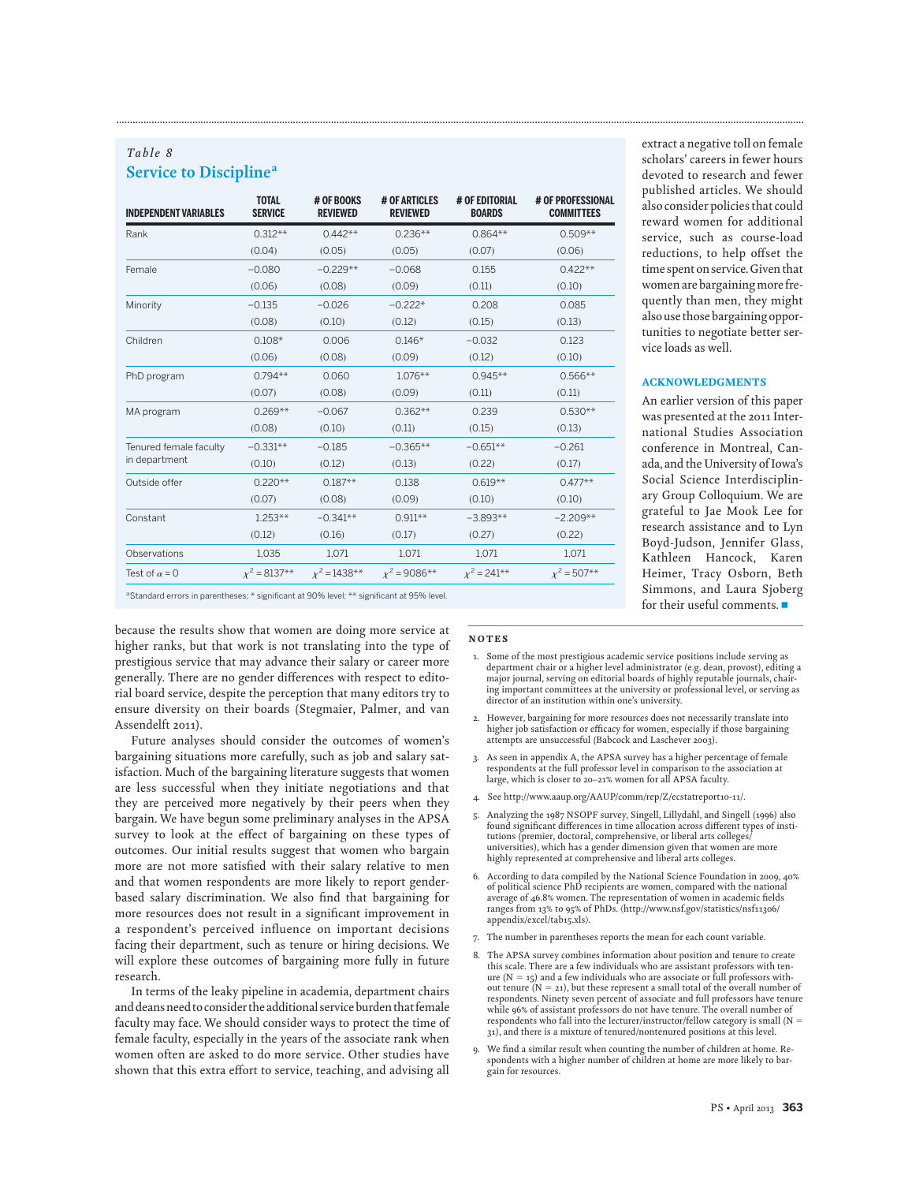*Table 8*
**Service to Discipline**[a]

| INDEPENDENT VARIABLES | TOTAL SERVICE | # OF BOOKS REVIEWED | # OF ARTICLES REVIEWED | # OF EDITORIAL BOARDS | # OF PROFESSIONAL COMMITTEES |
|---|---|---|---|---|---|
| Rank | 0.312** | 0.442** | 0.236** | 0.864** | 0.509** |
| | (0.04) | (0.05) | (0.05) | (0.07) | (0.06) |
| Female | −0.080 | −0.229** | −0.068 | 0.155 | 0.422** |
| | (0.06) | (0.08) | (0.09) | (0.11) | (0.10) |
| Minority | −0.135 | −0.026 | −0.222* | 0.208 | 0.085 |
| | (0.08) | (0.10) | (0.12) | (0.15) | (0.13) |
| Children | 0.108* | 0.006 | 0.146* | −0.032 | 0.123 |
| | (0.06) | (0.08) | (0.09) | (0.12) | (0.10) |
| PhD program | 0.794** | 0.060 | 1.076** | 0.945** | 0.566** |
| | (0.07) | (0.08) | (0.09) | (0.11) | (0.11) |
| MA program | 0.269** | −0.067 | 0.362** | 0.239 | 0.530** |
| | (0.08) | (0.10) | (0.11) | (0.15) | (0.13) |
| Tenured female faculty in department | −0.331** | −0.185 | −0.365** | −0.651** | −0.261 |
| | (0.10) | (0.12) | (0.13) | (0.22) | (0.17) |
| Outside offer | 0.220** | 0.187** | 0.138 | 0.619** | 0.477** |
| | (0.07) | (0.08) | (0.09) | (0.10) | (0.10) |
| Constant | 1.253** | −0.341** | 0.911** | −3.893** | −2.209** |
| | (0.12) | (0.16) | (0.17) | (0.27) | (0.22) |
| Observations | 1,035 | 1,071 | 1,071 | 1,071 | 1,071 |
| Test of $\alpha = 0$ | $\chi^2 = 8137$** | $\chi^2 = 1438$** | $\chi^2 = 9086$** | $\chi^2 = 241$** | $\chi^2 = 507$** |

[a]Standard errors in parentheses; * significant at 90% level; ** significant at 95% level.

because the results show that women are doing more service at higher ranks, but that work is not translating into the type of prestigious service that may advance their salary or career more generally. There are no gender differences with respect to editorial board service, despite the perception that many editors try to ensure diversity on their boards (Stegmaier, Palmer, and van Assendelft 2011).

Future analyses should consider the outcomes of women's bargaining situations more carefully, such as job and salary satisfaction. Much of the bargaining literature suggests that women are less successful when they initiate negotiations and that they are perceived more negatively by their peers when they bargain. We have begun some preliminary analyses in the APSA survey to look at the effect of bargaining on these types of outcomes. Our initial results suggest that women who bargain more are not more satisfied with their salary relative to men and that women respondents are more likely to report gender-based salary discrimination. We also find that bargaining for more resources does not result in a significant improvement in a respondent's perceived influence on important decisions facing their department, such as tenure or hiring decisions. We will explore these outcomes of bargaining more fully in future research.

In terms of the leaky pipeline in academia, department chairs and deans need to consider the additional service burden that female faculty may face. We should consider ways to protect the time of female faculty, especially in the years of the associate rank when women often are asked to do more service. Other studies have shown that this extra effort to service, teaching, and advising all extract a negative toll on female scholars' careers in fewer hours devoted to research and fewer published articles. We should also consider policies that could reward women for additional service, such as course-load reductions, to help offset the time spent on service. Given that women are bargaining more frequently than men, they might also use those bargaining opportunities to negotiate better service loads as well.

## ACKNOWLEDGMENTS

An earlier version of this paper was presented at the 2011 International Studies Association conference in Montreal, Canada, and the University of Iowa's Social Science Interdisciplinary Group Colloquium. We are grateful to Jae Mook Lee for research assistance and to Lyn Boyd-Judson, Jennifer Glass, Kathleen Hancock, Karen Heimer, Tracy Osborn, Beth Simmons, and Laura Sjoberg for their useful comments. ■

## NOTES

1. Some of the most prestigious academic service positions include serving as department chair or a higher level administrator (e.g. dean, provost), editing a major journal, serving on editorial boards of highly reputable journals, chairing important committees at the university or professional level, or serving as director of an institution within one's university.
2. However, bargaining for more resources does not necessarily translate into higher job satisfaction or efficacy for women, especially if those bargaining attempts are unsuccessful (Babcock and Laschever 2003).
3. As seen in appendix A, the APSA survey has a higher percentage of female respondents at the full professor level in comparison to the association at large, which is closer to 20–21% women for all APSA faculty.
4. See http://www.aaup.org/AAUP/comm/rep/Z/ecstatreport10-11/.
5. Analyzing the 1987 NSOPF survey, Singell, Lillydahl, and Singell (1996) also found significant differences in time allocation across different types of institutions (premier, doctoral, comprehensive, or liberal arts colleges/universities), which has a gender dimension given that women are more highly represented at comprehensive and liberal arts colleges.
6. According to data compiled by the National Science Foundation in 2009, 40% of political science PhD recipients are women, compared with the national average of 46.8% women. The representation of women in academic fields ranges from 13% to 95% of PhDs. (http://www.nsf.gov/statistics/nsf11306/appendix/excel/tab15.xls).
7. The number in parentheses reports the mean for each count variable.
8. The APSA survey combines information about position and tenure to create this scale. There are a few individuals who are assistant professors with tenure (N = 15) and a few individuals who are associate or full professors without tenure (N = 21), but these represent a small total of the overall number of respondents. Ninety seven percent of associate and full professors have tenure while 96% of assistant professors do not have tenure. The overall number of respondents who fall into the lecturer/instructor/fellow category is small (N = 31), and there is a mixture of tenured/nontenured positions at this level.
9. We find a similar result when counting the number of children at home. Respondents with a higher number of children at home are more likely to bargain for resources.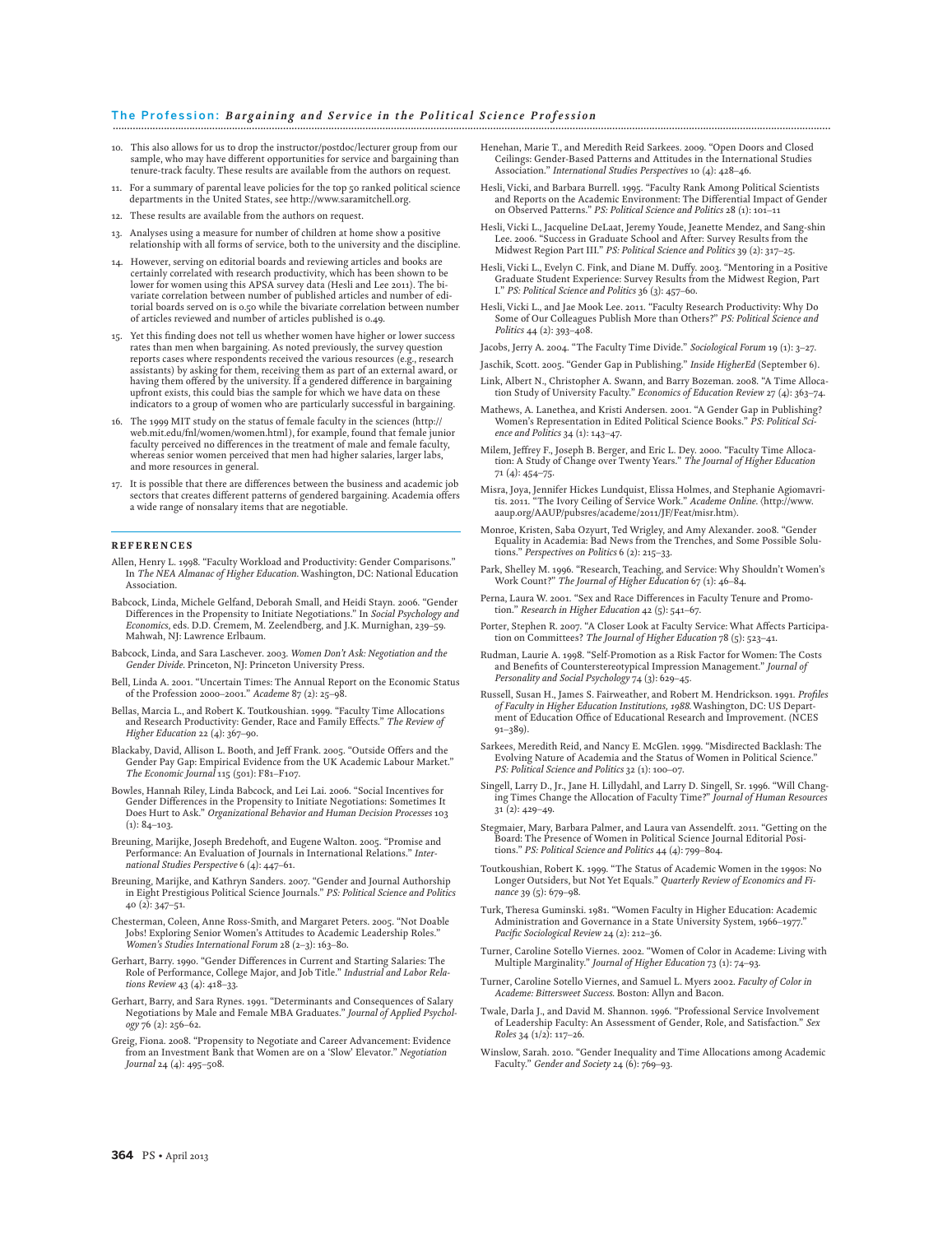10. This also allows for us to drop the instructor/postdoc/lecturer group from our sample, who may have different opportunities for service and bargaining than tenure-track faculty. These results are available from the authors on request.

11. For a summary of parental leave policies for the top 50 ranked political science departments in the United States, see http://www.saramitchell.org.

12. These results are available from the authors on request.

13. Analyses using a measure for number of children at home show a positive relationship with all forms of service, both to the university and the discipline.

14. However, serving on editorial boards and reviewing articles and books are certainly correlated with research productivity, which has been shown to be lower for women using this APSA survey data (Hesli and Lee 2011). The bivariate correlation between number of published articles and number of editorial boards served on is 0.50 while the bivariate correlation between number of articles reviewed and number of articles published is 0.49.

15. Yet this finding does not tell us whether women have higher or lower success rates than men when bargaining. As noted previously, the survey question reports cases where respondents received the various resources (e.g., research assistants) by asking for them, receiving them as part of an external award, or having them offered by the university. If a gendered difference in bargaining upfront exists, this could bias the sample for which we have data on these indicators to a group of women who are particularly successful in bargaining.

16. The 1999 MIT study on the status of female faculty in the sciences (http://web.mit.edu/fnl/women/women.html), for example, found that female junior faculty perceived no differences in the treatment of male and female faculty, whereas senior women perceived that men had higher salaries, larger labs, and more resources in general.

17. It is possible that there are differences between the business and academic job sectors that creates different patterns of gendered bargaining. Academia offers a wide range of nonsalary items that are negotiable.

## REFERENCES

Allen, Henry L. 1998. "Faculty Workload and Productivity: Gender Comparisons." In *The NEA Almanac of Higher Education*. Washington, DC: National Education Association.

Babcock, Linda, Michele Gelfand, Deborah Small, and Heidi Stayn. 2006. "Gender Differences in the Propensity to Initiate Negotiations." In *Social Psychology and Economics*, eds. D.D. Cremem, M. Zeelendberg, and J.K. Murnighan, 239–59. Mahwah, NJ: Lawrence Erlbaum.

Babcock, Linda, and Sara Laschever. 2003. *Women Don't Ask: Negotiation and the Gender Divide*. Princeton, NJ: Princeton University Press.

Bell, Linda A. 2001. "Uncertain Times: The Annual Report on the Economic Status of the Profession 2000–2001." *Academe* 87 (2): 25–98.

Bellas, Marcia L., and Robert K. Toutkoushian. 1999. "Faculty Time Allocations and Research Productivity: Gender, Race and Family Effects." *The Review of Higher Education* 22 (4): 367–90.

Blackaby, David, Allison L. Booth, and Jeff Frank. 2005. "Outside Offers and the Gender Pay Gap: Empirical Evidence from the UK Academic Labour Market." *The Economic Journal* 115 (501): F81–F107.

Bowles, Hannah Riley, Linda Babcock, and Lei Lai. 2006. "Social Incentives for Gender Differences in the Propensity to Initiate Negotiations: Sometimes It Does Hurt to Ask." *Organizational Behavior and Human Decision Processes* 103 (1): 84–103.

Breuning, Marijke, Joseph Bredehoft, and Eugene Walton. 2005. "Promise and Performance: An Evaluation of Journals in International Relations." *International Studies Perspective* 6 (4): 447–61.

Breuning, Marijke, and Kathryn Sanders. 2007. "Gender and Journal Authorship in Eight Prestigious Political Science Journals." *PS: Political Science and Politics* 40 (2): 347–51.

Chesterman, Coleen, Anne Ross-Smith, and Margaret Peters. 2005. "Not Doable Jobs! Exploring Senior Women's Attitudes to Academic Leadership Roles." *Women's Studies International Forum* 28 (2–3): 163–80.

Gerhart, Barry. 1990. "Gender Differences in Current and Starting Salaries: The Role of Performance, College Major, and Job Title." *Industrial and Labor Relations Review* 43 (4): 418–33.

Gerhart, Barry, and Sara Rynes. 1991. "Determinants and Consequences of Salary Negotiations by Male and Female MBA Graduates." *Journal of Applied Psychology* 76 (2): 256–62.

Greig, Fiona. 2008. "Propensity to Negotiate and Career Advancement: Evidence from an Investment Bank that Women are on a 'Slow' Elevator." *Negotiation Journal* 24 (4): 495–508.

Henehan, Marie T., and Meredith Reid Sarkees. 2009. "Open Doors and Closed Ceilings: Gender-Based Patterns and Attitudes in the International Studies Association." *International Studies Perspectives* 10 (4): 428–46.

Hesli, Vicki, and Barbara Burrell. 1995. "Faculty Rank Among Political Scientists and Reports on the Academic Environment: The Differential Impact of Gender on Observed Patterns." *PS: Political Science and Politics* 28 (1): 101–11

Hesli, Vicki L., Jacqueline DeLaat, Jeremy Youde, Jeanette Mendez, and Sang-shin Lee. 2006. "Success in Graduate School and After: Survey Results from the Midwest Region Part III." *PS: Political Science and Politics* 39 (2): 317–25.

Hesli, Vicki L., Evelyn C. Fink, and Diane M. Duffy. 2003. "Mentoring in a Positive Graduate Student Experience: Survey Results from the Midwest Region, Part I." *PS: Political Science and Politics* 36 (3): 457–60.

Hesli, Vicki L., and Jae Mook Lee. 2011. "Faculty Research Productivity: Why Do Some of Our Colleagues Publish More than Others?" *PS: Political Science and Politics* 44 (2): 393–408.

Jacobs, Jerry A. 2004. "The Faculty Time Divide." *Sociological Forum* 19 (1): 3–27.

Jaschik, Scott. 2005. "Gender Gap in Publishing." *Inside HigherEd* (September 6).

Link, Albert N., Christopher A. Swann, and Barry Bozeman. 2008. "A Time Allocation Study of University Faculty." *Economics of Education Review* 27 (4): 363–74.

Mathews, A. Lanethea, and Kristi Andersen. 2001. "A Gender Gap in Publishing? Women's Representation in Edited Political Science Books." *PS: Political Science and Politics* 34 (1): 143–47.

Milem, Jeffrey F., Joseph B. Berger, and Eric L. Dey. 2000. "Faculty Time Allocation: A Study of Change over Twenty Years." *The Journal of Higher Education* 71 (4): 454–75.

Misra, Joya, Jennifer Hickes Lundquist, Elissa Holmes, and Stephanie Agiomavritis. 2011. "The Ivory Ceiling of Service Work." *Academe Online*. (http://www.aaup.org/AAUP/pubsres/academe/2011/JF/Feat/misr.htm).

Monroe, Kristen, Saba Ozyurt, Ted Wrigley, and Amy Alexander. 2008. "Gender Equality in Academia: Bad News from the Trenches, and Some Possible Solutions." *Perspectives on Politics* 6 (2): 215–33.

Park, Shelley M. 1996. "Research, Teaching, and Service: Why Shouldn't Women's Work Count?" *The Journal of Higher Education* 67 (1): 46–84.

Perna, Laura W. 2001. "Sex and Race Differences in Faculty Tenure and Promotion." *Research in Higher Education* 42 (5): 541–67.

Porter, Stephen R. 2007. "A Closer Look at Faculty Service: What Affects Participation on Committees? *The Journal of Higher Education* 78 (5): 523–41.

Rudman, Laurie A. 1998. "Self-Promotion as a Risk Factor for Women: The Costs and Benefits of Counterstereotypical Impression Management." *Journal of Personality and Social Psychology* 74 (3): 629–45.

Russell, Susan H., James S. Fairweather, and Robert M. Hendrickson. 1991. *Profiles of Faculty in Higher Education Institutions, 1988*. Washington, DC: US Department of Education Office of Educational Research and Improvement. (NCES 91–389).

Sarkees, Meredith Reid, and Nancy E. McGlen. 1999. "Misdirected Backlash: The Evolving Nature of Academia and the Status of Women in Political Science." *PS: Political Science and Politics* 32 (1): 100–07.

Singell, Larry D., Jr., Jane H. Lillydahl, and Larry D. Singell, Sr. 1996. "Will Changing Times Change the Allocation of Faculty Time?" *Journal of Human Resources* 31 (2): 429–49.

Stegmaier, Mary, Barbara Palmer, and Laura van Assendelft. 2011. "Getting on the Board: The Presence of Women in Political Science Journal Editorial Positions." *PS: Political Science and Politics* 44 (4): 799–804.

Toutkoushian, Robert K. 1999. "The Status of Academic Women in the 1990s: No Longer Outsiders, but Not Yet Equals." *Quarterly Review of Economics and Finance* 39 (5): 679–98.

Turk, Theresa Guminski. 1981. "Women Faculty in Higher Education: Academic Administration and Governance in a State University System, 1966–1977." *Pacific Sociological Review* 24 (2): 212–36.

Turner, Caroline Sotello Viernes. 2002. "Women of Color in Academe: Living with Multiple Marginality." *Journal of Higher Education* 73 (1): 74–93.

Turner, Caroline Sotello Viernes, and Samuel L. Myers 2002. *Faculty of Color in Academe: Bittersweet Success*. Boston: Allyn and Bacon.

Twale, Darla J., and David M. Shannon. 1996. "Professional Service Involvement of Leadership Faculty: An Assessment of Gender, Role, and Satisfaction." *Sex Roles* 34 (1/2): 117–26.

Winslow, Sarah. 2010. "Gender Inequality and Time Allocations among Academic Faculty." *Gender and Society* 24 (6): 769–93.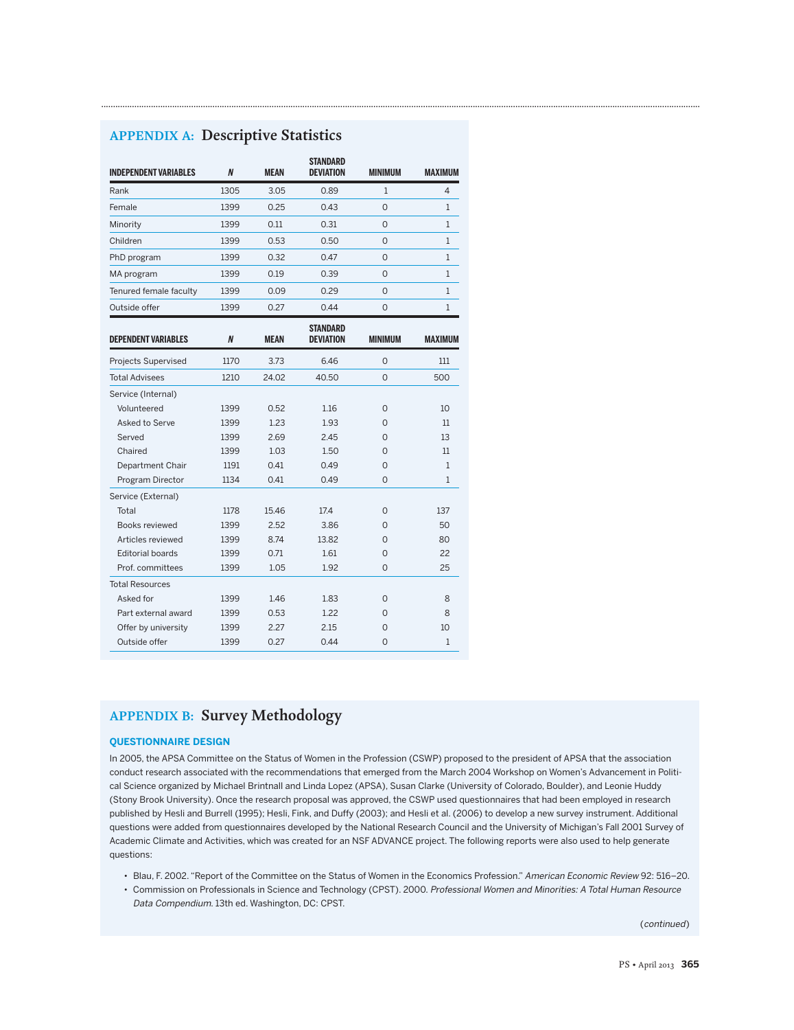## APPENDIX A: Descriptive Statistics

| INDEPENDENT VARIABLES | N | MEAN | STANDARD DEVIATION | MINIMUM | MAXIMUM |
|---|---|---|---|---|---|
| Rank | 1305 | 3.05 | 0.89 | 1 | 4 |
| Female | 1399 | 0.25 | 0.43 | 0 | 1 |
| Minority | 1399 | 0.11 | 0.31 | 0 | 1 |
| Children | 1399 | 0.53 | 0.50 | 0 | 1 |
| PhD program | 1399 | 0.32 | 0.47 | 0 | 1 |
| MA program | 1399 | 0.19 | 0.39 | 0 | 1 |
| Tenured female faculty | 1399 | 0.09 | 0.29 | 0 | 1 |
| Outside offer | 1399 | 0.27 | 0.44 | 0 | 1 |
| **DEPENDENT VARIABLES** | **N** | **MEAN** | **STANDARD DEVIATION** | **MINIMUM** | **MAXIMUM** |
| Projects Supervised | 1170 | 3.73 | 6.46 | 0 | 111 |
| Total Advisees | 1210 | 24.02 | 40.50 | 0 | 500 |
| Service (Internal) | | | | | |
| Volunteered | 1399 | 0.52 | 1.16 | 0 | 10 |
| Asked to Serve | 1399 | 1.23 | 1.93 | 0 | 11 |
| Served | 1399 | 2.69 | 2.45 | 0 | 13 |
| Chaired | 1399 | 1.03 | 1.50 | 0 | 11 |
| Department Chair | 1191 | 0.41 | 0.49 | 0 | 1 |
| Program Director | 1134 | 0.41 | 0.49 | 0 | 1 |
| Service (External) | | | | | |
| Total | 1178 | 15.46 | 17.4 | 0 | 137 |
| Books reviewed | 1399 | 2.52 | 3.86 | 0 | 50 |
| Articles reviewed | 1399 | 8.74 | 13.82 | 0 | 80 |
| Editorial boards | 1399 | 0.71 | 1.61 | 0 | 22 |
| Prof. committees | 1399 | 1.05 | 1.92 | 0 | 25 |
| Total Resources | | | | | |
| Asked for | 1399 | 1.46 | 1.83 | 0 | 8 |
| Part external award | 1399 | 0.53 | 1.22 | 0 | 8 |
| Offer by university | 1399 | 2.27 | 2.15 | 0 | 10 |
| Outside offer | 1399 | 0.27 | 0.44 | 0 | 1 |

## APPENDIX B: Survey Methodology

### QUESTIONNAIRE DESIGN

In 2005, the APSA Committee on the Status of Women in the Profession (CSWP) proposed to the president of APSA that the association conduct research associated with the recommendations that emerged from the March 2004 Workshop on Women's Advancement in Political Science organized by Michael Brintnall and Linda Lopez (APSA), Susan Clarke (University of Colorado, Boulder), and Leonie Huddy (Stony Brook University). Once the research proposal was approved, the CSWP used questionnaires that had been employed in research published by Hesli and Burrell (1995); Hesli, Fink, and Duffy (2003); and Hesli et al. (2006) to develop a new survey instrument. Additional questions were added from questionnaires developed by the National Research Council and the University of Michigan's Fall 2001 Survey of Academic Climate and Activities, which was created for an NSF ADVANCE project. The following reports were also used to help generate questions:

- Blau, F. 2002. "Report of the Committee on the Status of Women in the Economics Profession." *American Economic Review* 92: 516–20.
- Commission on Professionals in Science and Technology (CPST). 2000. *Professional Women and Minorities: A Total Human Resource Data Compendium*. 13th ed. Washington, DC: CPST.

(*continued*)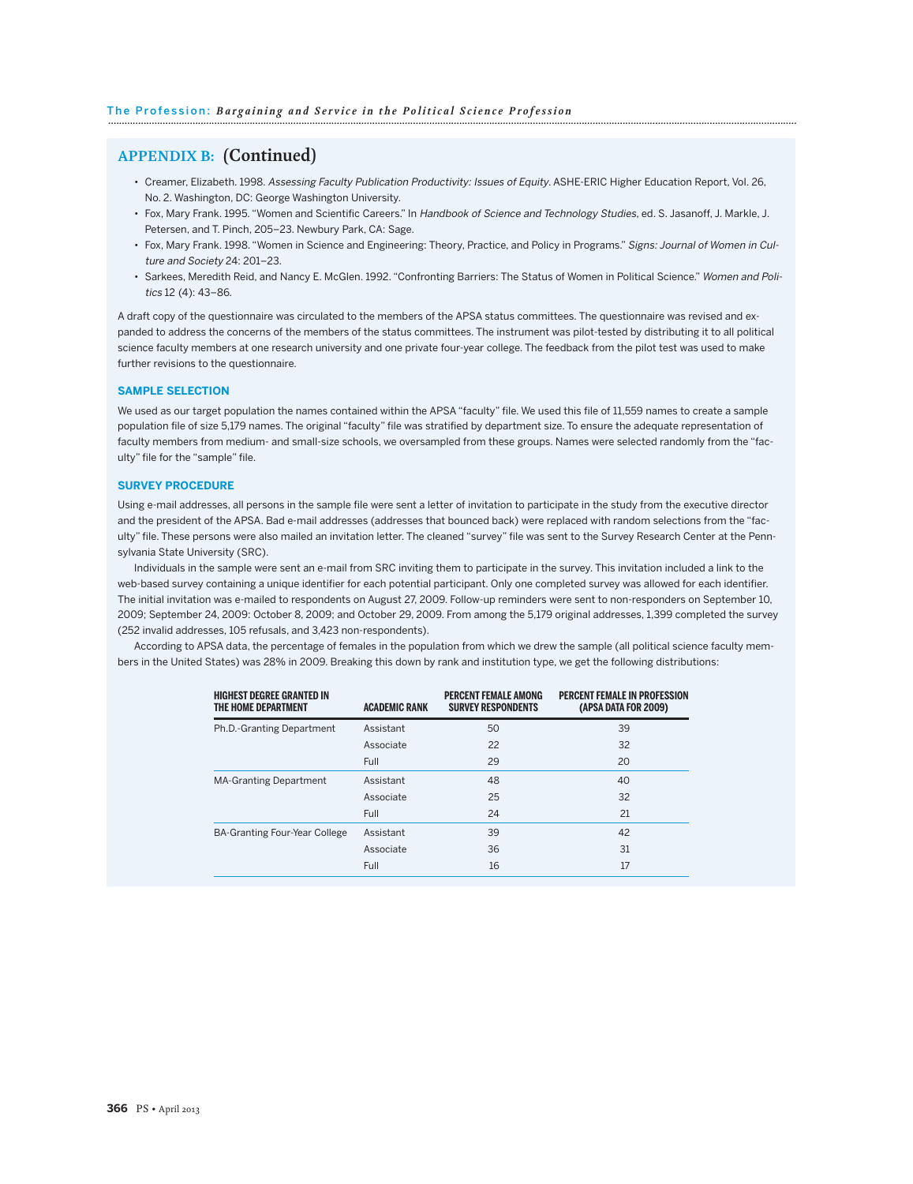## APPENDIX B: (Continued)

- Creamer, Elizabeth. 1998. *Assessing Faculty Publication Productivity: Issues of Equity*. ASHE-ERIC Higher Education Report, Vol. 26, No. 2. Washington, DC: George Washington University.
- Fox, Mary Frank. 1995. "Women and Scientific Careers." In *Handbook of Science and Technology Studies*, ed. S. Jasanoff, J. Markle, J. Petersen, and T. Pinch, 205–23. Newbury Park, CA: Sage.
- Fox, Mary Frank. 1998. "Women in Science and Engineering: Theory, Practice, and Policy in Programs." *Signs: Journal of Women in Culture and Society* 24: 201–23.
- Sarkees, Meredith Reid, and Nancy E. McGlen. 1992. "Confronting Barriers: The Status of Women in Political Science." *Women and Politics* 12 (4): 43–86.

A draft copy of the questionnaire was circulated to the members of the APSA status committees. The questionnaire was revised and expanded to address the concerns of the members of the status committees. The instrument was pilot-tested by distributing it to all political science faculty members at one research university and one private four-year college. The feedback from the pilot test was used to make further revisions to the questionnaire.

### SAMPLE SELECTION

We used as our target population the names contained within the APSA "faculty" file. We used this file of 11,559 names to create a sample population file of size 5,179 names. The original "faculty" file was stratified by department size. To ensure the adequate representation of faculty members from medium- and small-size schools, we oversampled from these groups. Names were selected randomly from the "faculty" file for the "sample" file.

### SURVEY PROCEDURE

Using e-mail addresses, all persons in the sample file were sent a letter of invitation to participate in the study from the executive director and the president of the APSA. Bad e-mail addresses (addresses that bounced back) were replaced with random selections from the "faculty" file. These persons were also mailed an invitation letter. The cleaned "survey" file was sent to the Survey Research Center at the Pennsylvania State University (SRC).

Individuals in the sample were sent an e-mail from SRC inviting them to participate in the survey. This invitation included a link to the web-based survey containing a unique identifier for each potential participant. Only one completed survey was allowed for each identifier. The initial invitation was e-mailed to respondents on August 27, 2009. Follow-up reminders were sent to non-responders on September 10, 2009; September 24, 2009: October 8, 2009; and October 29, 2009. From among the 5,179 original addresses, 1,399 completed the survey (252 invalid addresses, 105 refusals, and 3,423 non-respondents).

According to APSA data, the percentage of females in the population from which we drew the sample (all political science faculty members in the United States) was 28% in 2009. Breaking this down by rank and institution type, we get the following distributions:

| HIGHEST DEGREE GRANTED IN THE HOME DEPARTMENT | ACADEMIC RANK | PERCENT FEMALE AMONG SURVEY RESPONDENTS | PERCENT FEMALE IN PROFESSION (APSA DATA FOR 2009) |
|---|---|---|---|
| Ph.D.-Granting Department | Assistant | 50 | 39 |
| | Associate | 22 | 32 |
| | Full | 29 | 20 |
| MA-Granting Department | Assistant | 48 | 40 |
| | Associate | 25 | 32 |
| | Full | 24 | 21 |
| BA-Granting Four-Year College | Assistant | 39 | 42 |
| | Associate | 36 | 31 |
| | Full | 16 | 17 |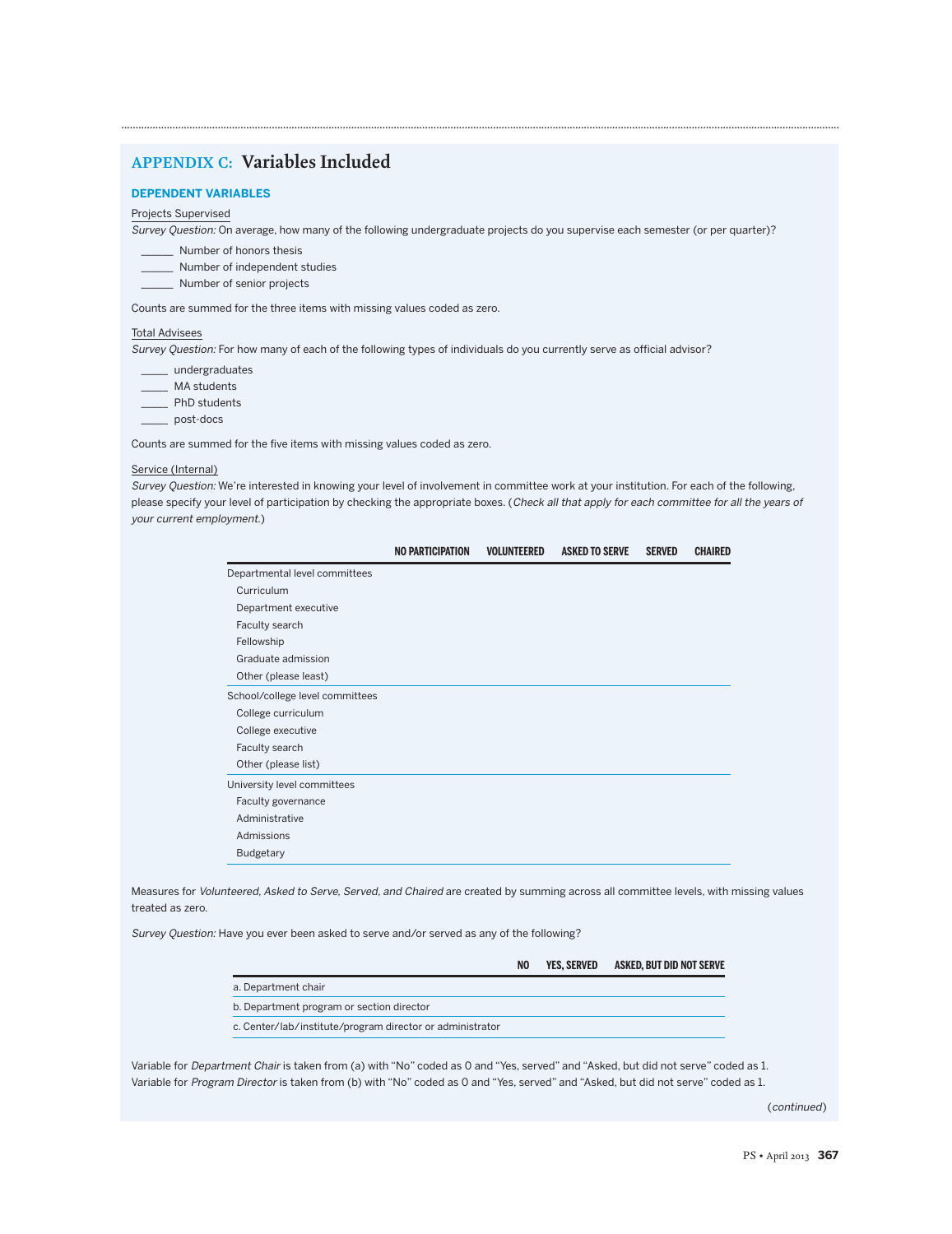## APPENDIX C: Variables Included

### DEPENDENT VARIABLES

Projects Supervised

*Survey Question:* On average, how many of the following undergraduate projects do you supervise each semester (or per quarter)?

_____ Number of honors thesis
_____ Number of independent studies
_____ Number of senior projects

Counts are summed for the three items with missing values coded as zero.

Total Advisees

*Survey Question:* For how many of each of the following types of individuals do you currently serve as official advisor?

____ undergraduates
____ MA students
____ PhD students
____ post-docs

Counts are summed for the five items with missing values coded as zero.

Service (Internal)

*Survey Question:* We're interested in knowing your level of involvement in committee work at your institution. For each of the following, please specify your level of participation by checking the appropriate boxes. (*Check all that apply for each committee for all the years of your current employment.*)

| | NO PARTICIPATION | VOLUNTEERED | ASKED TO SERVE | SERVED | CHAIRED |
|---|---|---|---|---|---|
| Departmental level committees | | | | | |
| Curriculum | | | | | |
| Department executive | | | | | |
| Faculty search | | | | | |
| Fellowship | | | | | |
| Graduate admission | | | | | |
| Other (please least) | | | | | |
| School/college level committees | | | | | |
| College curriculum | | | | | |
| College executive | | | | | |
| Faculty search | | | | | |
| Other (please list) | | | | | |
| University level committees | | | | | |
| Faculty governance | | | | | |
| Administrative | | | | | |
| Admissions | | | | | |
| Budgetary | | | | | |

Measures for *Volunteered, Asked to Serve, Served, and Chaired* are created by summing across all committee levels, with missing values treated as zero.

*Survey Question:* Have you ever been asked to serve and/or served as any of the following?

| | NO | YES, SERVED | ASKED, BUT DID NOT SERVE |
|---|---|---|---|
| a. Department chair | | | |
| b. Department program or section director | | | |
| c. Center/lab/institute/program director or administrator | | | |

Variable for *Department Chair* is taken from (a) with "No" coded as 0 and "Yes, served" and "Asked, but did not serve" coded as 1.
Variable for *Program Director* is taken from (b) with "No" coded as 0 and "Yes, served" and "Asked, but did not serve" coded as 1.

(*continued*)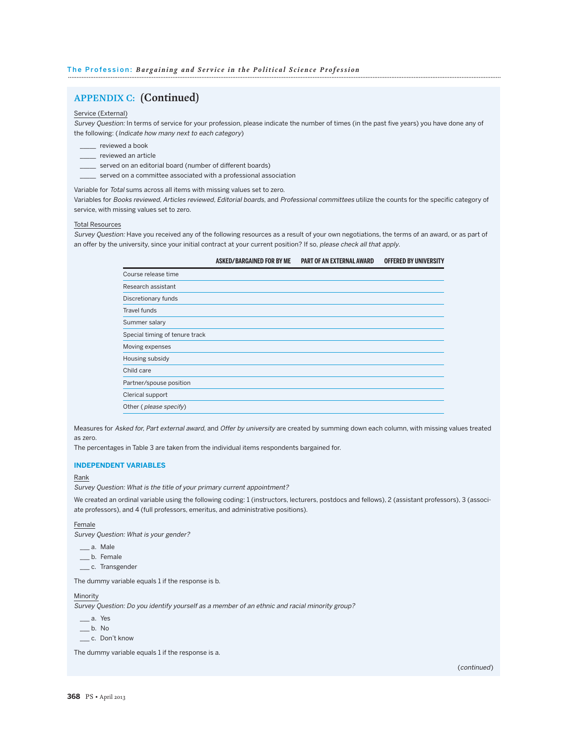## APPENDIX C: (Continued)

Service (External)

*Survey Question:* In terms of service for your profession, please indicate the number of times (in the past five years) you have done any of the following: (*Indicate how many next to each category*)

_____ reviewed a book
_____ reviewed an article
_____ served on an editorial board (number of different boards)
_____ served on a committee associated with a professional association

Variable for *Total* sums across all items with missing values set to zero.
Variables for *Books reviewed*, *Articles reviewed*, *Editorial boards*, and *Professional committees* utilize the counts for the specific category of service, with missing values set to zero.

Total Resources

*Survey Question:* Have you received any of the following resources as a result of your own negotiations, the terms of an award, or as part of an offer by the university, since your initial contract at your current position? If so, *please check all that apply*.

| | ASKED/BARGAINED FOR BY ME | PART OF AN EXTERNAL AWARD | OFFERED BY UNIVERSITY |
|---|---|---|---|
| Course release time | | | |
| Research assistant | | | |
| Discretionary funds | | | |
| Travel funds | | | |
| Summer salary | | | |
| Special timing of tenure track | | | |
| Moving expenses | | | |
| Housing subsidy | | | |
| Child care | | | |
| Partner/spouse position | | | |
| Clerical support | | | |
| Other (*please specify*) | | | |

Measures for *Asked for*, *Part external award*, and *Offer by university* are created by summing down each column, with missing values treated as zero.
The percentages in Table 3 are taken from the individual items respondents bargained for.

### INDEPENDENT VARIABLES

Rank

*Survey Question: What is the title of your primary current appointment?*

We created an ordinal variable using the following coding: 1 (instructors, lecturers, postdocs and fellows), 2 (assistant professors), 3 (associate professors), and 4 (full professors, emeritus, and administrative positions).

Female

*Survey Question: What is your gender?*

___ a. Male
___ b. Female
___ c. Transgender

The dummy variable equals 1 if the response is b.

Minority

*Survey Question: Do you identify yourself as a member of an ethnic and racial minority group?*

___ a. Yes
___ b. No
___ c. Don't know

The dummy variable equals 1 if the response is a.

(*continued*)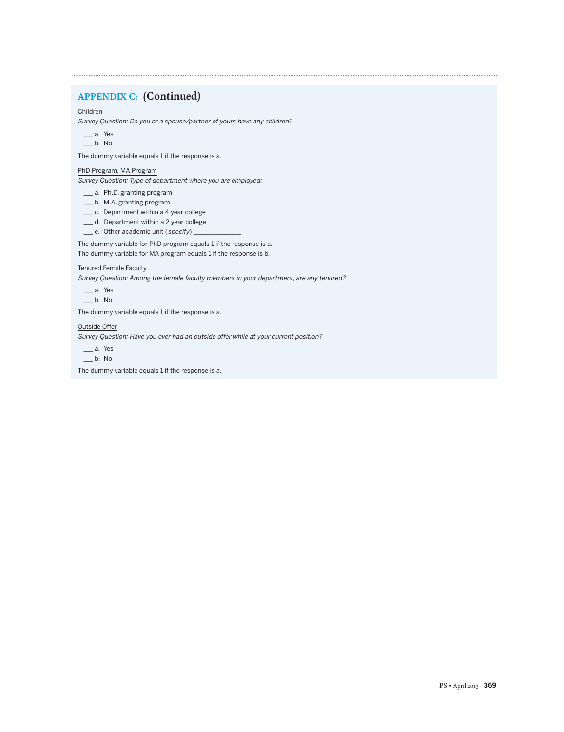## APPENDIX C: (Continued)

Children

*Survey Question: Do you or a spouse/partner of yours have any children?*

___ a. Yes
___ b. No

The dummy variable equals 1 if the response is a.

PhD Program, MA Program

*Survey Question: Type of department where you are employed:*

___ a. Ph.D. granting program
___ b. M.A. granting program
___ c. Department within a 4 year college
___ d. Department within a 2 year college
___ e. Other academic unit (*specify*) ______________

The dummy variable for PhD program equals 1 if the response is a.
The dummy variable for MA program equals 1 if the response is b.

Tenured Female Faculty

*Survey Question: Among the female faculty members in your department, are any tenured?*

___ a. Yes
___ b. No

The dummy variable equals 1 if the response is a.

Outside Offer

*Survey Question: Have you ever had an outside offer while at your current position?*

___ a. Yes
___ b. No

The dummy variable equals 1 if the response is a.